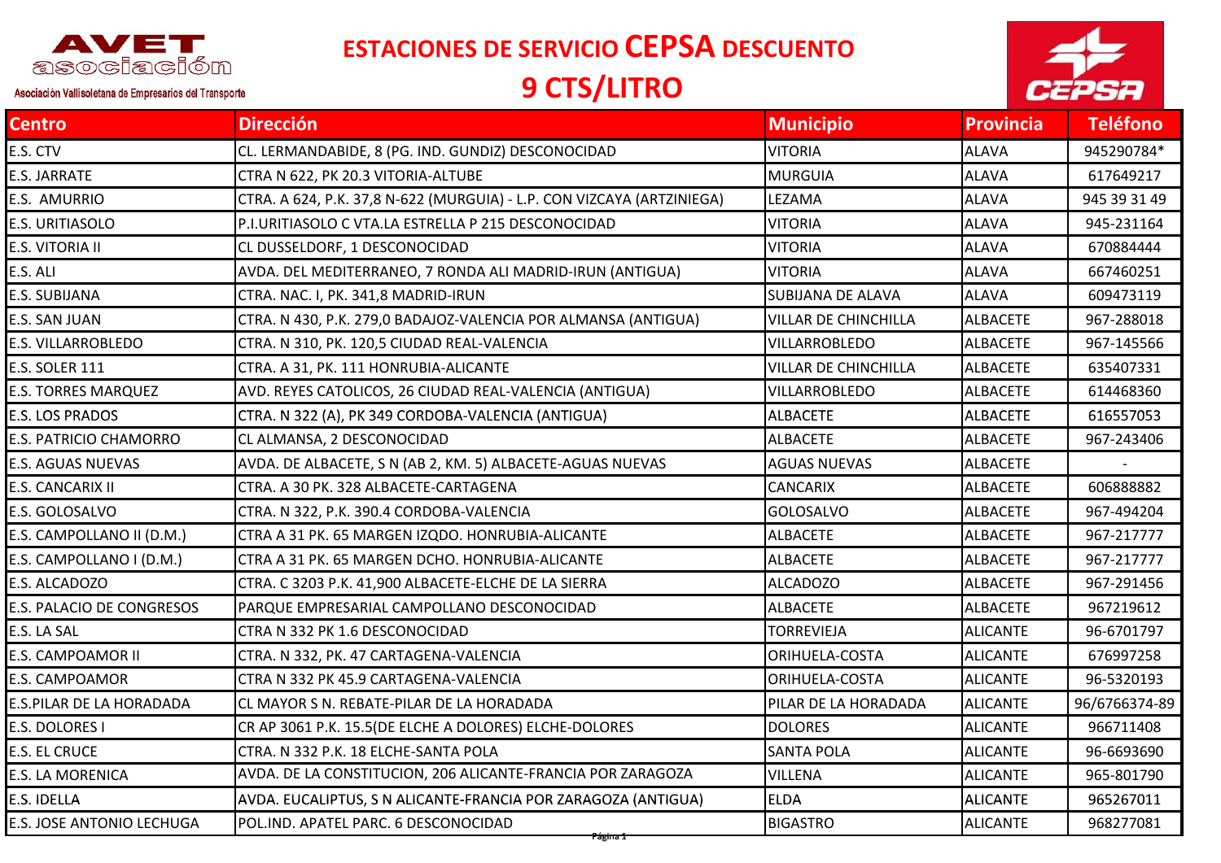AVET asociación

Asociación Vallisoletana de Empresarios del Transporte

# ESTACIONES DE SERVICIO CEPSA DESCUENTO 9 CTS/LITRO

CEPSA

| Centro | Dirección | Municipio | Provincia | Teléfono |
| --- | --- | --- | --- | --- |
| E.S. CTV | CL. LERMANDABIDE, 8 (PG. IND. GUNDIZ) DESCONOCIDAD | VITORIA | ALAVA | 945290784* |
| E.S. JARRATE | CTRA N 622, PK 20.3 VITORIA-ALTUBE | MURGUIA | ALAVA | 617649217 |
| E.S. AMURRIO | CTRA. A 624, P.K. 37,8 N-622 (MURGUIA) - L.P. CON VIZCAYA (ARTZINIEGA) | LEZAMA | ALAVA | 945 39 31 49 |
| E.S. URITIASOLO | P.I.URITIASOLO C VTA.LA ESTRELLA P 215 DESCONOCIDAD | VITORIA | ALAVA | 945-231164 |
| E.S. VITORIA II | CL DUSSELDORF, 1 DESCONOCIDAD | VITORIA | ALAVA | 670884444 |
| E.S. ALI | AVDA. DEL MEDITERRANEO, 7 RONDA ALI MADRID-IRUN (ANTIGUA) | VITORIA | ALAVA | 667460251 |
| E.S. SUBIJANA | CTRA. NAC. I, PK. 341,8 MADRID-IRUN | SUBIJANA DE ALAVA | ALAVA | 609473119 |
| E.S. SAN JUAN | CTRA. N 430, P.K. 279,0 BADAJOZ-VALENCIA POR ALMANSA (ANTIGUA) | VILLAR DE CHINCHILLA | ALBACETE | 967-288018 |
| E.S. VILLARROBLEDO | CTRA. N 310, PK. 120,5 CIUDAD REAL-VALENCIA | VILLARROBLEDO | ALBACETE | 967-145566 |
| E.S. SOLER 111 | CTRA. A 31, PK. 111 HONRUBIA-ALICANTE | VILLAR DE CHINCHILLA | ALBACETE | 635407331 |
| E.S. TORRES MARQUEZ | AVD. REYES CATOLICOS, 26 CIUDAD REAL-VALENCIA (ANTIGUA) | VILLARROBLEDO | ALBACETE | 614468360 |
| E.S. LOS PRADOS | CTRA. N 322 (A), PK 349 CORDOBA-VALENCIA (ANTIGUA) | ALBACETE | ALBACETE | 616557053 |
| E.S. PATRICIO CHAMORRO | CL ALMANSA, 2 DESCONOCIDAD | ALBACETE | ALBACETE | 967-243406 |
| E.S. AGUAS NUEVAS | AVDA. DE ALBACETE, S N (AB 2, KM. 5) ALBACETE-AGUAS NUEVAS | AGUAS NUEVAS | ALBACETE | - |
| E.S. CANCARIX II | CTRA. A 30 PK. 328 ALBACETE-CARTAGENA | CANCARIX | ALBACETE | 606888882 |
| E.S. GOLOSALVO | CTRA. N 322, P.K. 390.4 CORDOBA-VALENCIA | GOLOSALVO | ALBACETE | 967-494204 |
| E.S. CAMPOLLANO II (D.M.) | CTRA A 31 PK. 65 MARGEN IZQDO. HONRUBIA-ALICANTE | ALBACETE | ALBACETE | 967-217777 |
| E.S. CAMPOLLANO I (D.M.) | CTRA A 31 PK. 65 MARGEN DCHO. HONRUBIA-ALICANTE | ALBACETE | ALBACETE | 967-217777 |
| E.S. ALCADOZO | CTRA. C 3203 P.K. 41,900 ALBACETE-ELCHE DE LA SIERRA | ALCADOZO | ALBACETE | 967-291456 |
| E.S. PALACIO DE CONGRESOS | PARQUE EMPRESARIAL CAMPOLLANO DESCONOCIDAD | ALBACETE | ALBACETE | 967219612 |
| E.S. LA SAL | CTRA N 332 PK 1.6 DESCONOCIDAD | TORREVIEJA | ALICANTE | 96-6701797 |
| E.S. CAMPOAMOR II | CTRA. N 332, PK. 47 CARTAGENA-VALENCIA | ORIHUELA-COSTA | ALICANTE | 676997258 |
| E.S. CAMPOAMOR | CTRA N 332 PK 45.9 CARTAGENA-VALENCIA | ORIHUELA-COSTA | ALICANTE | 96-5320193 |
| E.S.PILAR DE LA HORADADA | CL MAYOR S N. REBATE-PILAR DE LA HORADADA | PILAR DE LA HORADADA | ALICANTE | 96/6766374-89 |
| E.S. DOLORES I | CR AP 3061 P.K. 15.5(DE ELCHE A DOLORES) ELCHE-DOLORES | DOLORES | ALICANTE | 966711408 |
| E.S. EL CRUCE | CTRA. N 332 P.K. 18 ELCHE-SANTA POLA | SANTA POLA | ALICANTE | 96-6693690 |
| E.S. LA MORENICA | AVDA. DE LA CONSTITUCION, 206 ALICANTE-FRANCIA POR ZARAGOZA | VILLENA | ALICANTE | 965-801790 |
| E.S. IDELLA | AVDA. EUCALIPTUS, S N ALICANTE-FRANCIA POR ZARAGOZA (ANTIGUA) | ELDA | ALICANTE | 965267011 |
| E.S. JOSE ANTONIO LECHUGA | POL.IND. APATEL PARC. 6 DESCONOCIDAD | BIGASTRO | ALICANTE | 968277081 |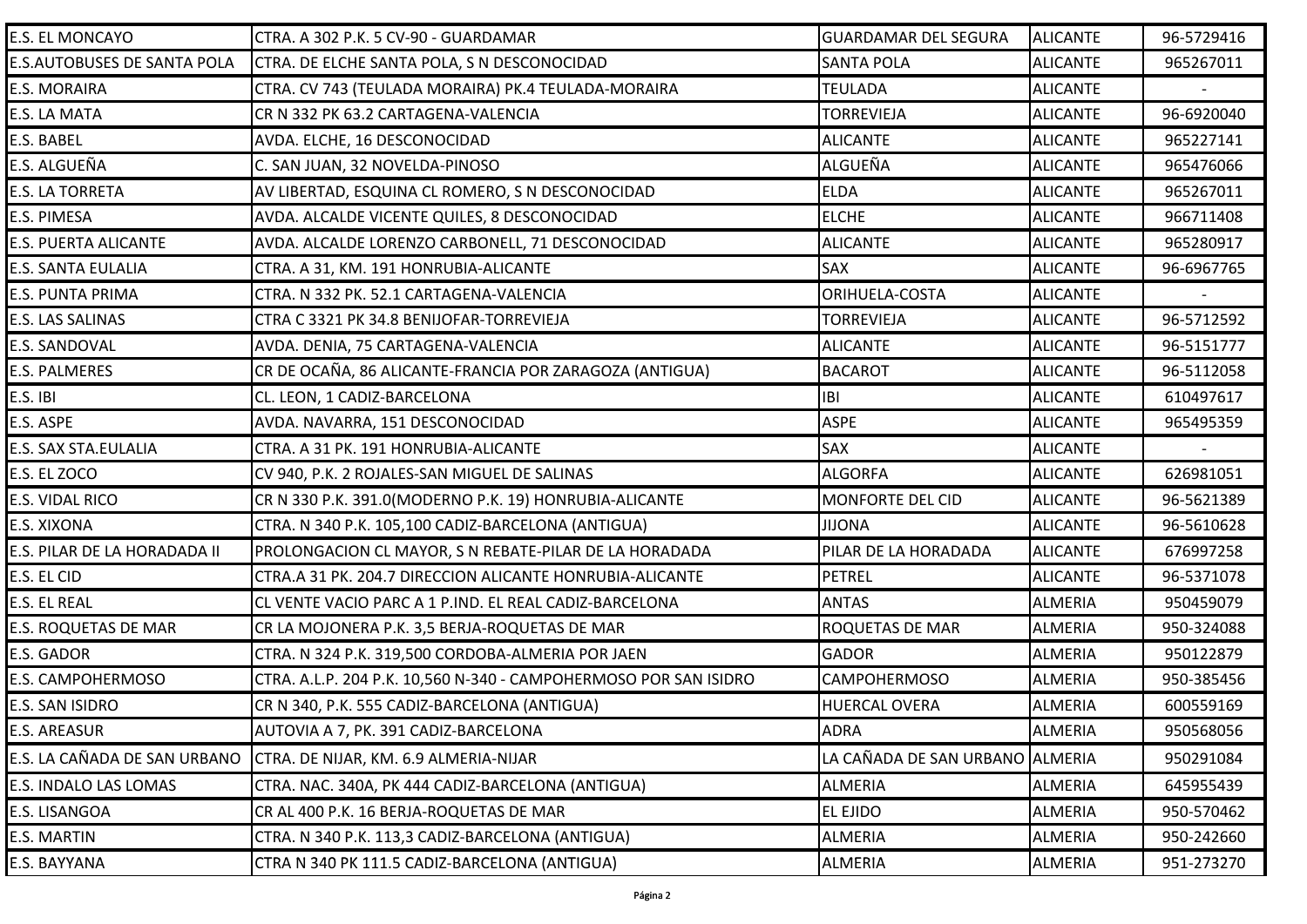| | | | | |
|---|---|---|---|---|
| E.S. EL MONCAYO | CTRA. A 302 P.K. 5 CV-90 - GUARDAMAR | GUARDAMAR DEL SEGURA | ALICANTE | 96-5729416 |
| E.S.AUTOBUSES DE SANTA POLA | CTRA. DE ELCHE SANTA POLA, S N DESCONOCIDAD | SANTA POLA | ALICANTE | 965267011 |
| E.S. MORAIRA | CTRA. CV 743 (TEULADA MORAIRA) PK.4 TEULADA-MORAIRA | TEULADA | ALICANTE | - |
| E.S. LA MATA | CR N 332 PK 63.2 CARTAGENA-VALENCIA | TORREVIEJA | ALICANTE | 96-6920040 |
| E.S. BABEL | AVDA. ELCHE, 16 DESCONOCIDAD | ALICANTE | ALICANTE | 965227141 |
| E.S. ALGUEÑA | C. SAN JUAN, 32 NOVELDA-PINOSO | ALGUEÑA | ALICANTE | 965476066 |
| E.S. LA TORRETA | AV LIBERTAD, ESQUINA CL ROMERO, S N DESCONOCIDAD | ELDA | ALICANTE | 965267011 |
| E.S. PIMESA | AVDA. ALCALDE VICENTE QUILES, 8 DESCONOCIDAD | ELCHE | ALICANTE | 966711408 |
| E.S. PUERTA ALICANTE | AVDA. ALCALDE LORENZO CARBONELL, 71 DESCONOCIDAD | ALICANTE | ALICANTE | 965280917 |
| E.S. SANTA EULALIA | CTRA. A 31, KM. 191 HONRUBIA-ALICANTE | SAX | ALICANTE | 96-6967765 |
| E.S. PUNTA PRIMA | CTRA. N 332 PK. 52.1 CARTAGENA-VALENCIA | ORIHUELA-COSTA | ALICANTE | - |
| E.S. LAS SALINAS | CTRA C 3321 PK 34.8 BENIJOFAR-TORREVIEJA | TORREVIEJA | ALICANTE | 96-5712592 |
| E.S. SANDOVAL | AVDA. DENIA, 75 CARTAGENA-VALENCIA | ALICANTE | ALICANTE | 96-5151777 |
| E.S. PALMERES | CR DE OCAÑA, 86 ALICANTE-FRANCIA POR ZARAGOZA (ANTIGUA) | BACAROT | ALICANTE | 96-5112058 |
| E.S. IBI | CL. LEON, 1 CADIZ-BARCELONA | IBI | ALICANTE | 610497617 |
| E.S. ASPE | AVDA. NAVARRA, 151 DESCONOCIDAD | ASPE | ALICANTE | 965495359 |
| E.S. SAX STA.EULALIA | CTRA. A 31 PK. 191 HONRUBIA-ALICANTE | SAX | ALICANTE | - |
| E.S. EL ZOCO | CV 940, P.K. 2 ROJALES-SAN MIGUEL DE SALINAS | ALGORFA | ALICANTE | 626981051 |
| E.S. VIDAL RICO | CR N 330 P.K. 391.0(MODERNO P.K. 19) HONRUBIA-ALICANTE | MONFORTE DEL CID | ALICANTE | 96-5621389 |
| E.S. XIXONA | CTRA. N 340 P.K. 105,100 CADIZ-BARCELONA (ANTIGUA) | JIJONA | ALICANTE | 96-5610628 |
| E.S. PILAR DE LA HORADADA II | PROLONGACION CL MAYOR, S N REBATE-PILAR DE LA HORADADA | PILAR DE LA HORADADA | ALICANTE | 676997258 |
| E.S. EL CID | CTRA.A 31 PK. 204.7 DIRECCION ALICANTE HONRUBIA-ALICANTE | PETREL | ALICANTE | 96-5371078 |
| E.S. EL REAL | CL VENTE VACIO PARC A 1 P.IND. EL REAL CADIZ-BARCELONA | ANTAS | ALMERIA | 950459079 |
| E.S. ROQUETAS DE MAR | CR LA MOJONERA P.K. 3,5 BERJA-ROQUETAS DE MAR | ROQUETAS DE MAR | ALMERIA | 950-324088 |
| E.S. GADOR | CTRA. N 324 P.K. 319,500 CORDOBA-ALMERIA POR JAEN | GADOR | ALMERIA | 950122879 |
| E.S. CAMPOHERMOSO | CTRA. A.L.P. 204 P.K. 10,560 N-340 - CAMPOHERMOSO POR SAN ISIDRO | CAMPOHERMOSO | ALMERIA | 950-385456 |
| E.S. SAN ISIDRO | CR N 340, P.K. 555 CADIZ-BARCELONA (ANTIGUA) | HUERCAL OVERA | ALMERIA | 600559169 |
| E.S. AREASUR | AUTOVIA A 7, PK. 391 CADIZ-BARCELONA | ADRA | ALMERIA | 950568056 |
| E.S. LA CAÑADA DE SAN URBANO | CTRA. DE NIJAR, KM. 6.9 ALMERIA-NIJAR | LA CAÑADA DE SAN URBANO | ALMERIA | 950291084 |
| E.S. INDALO LAS LOMAS | CTRA. NAC. 340A, PK 444 CADIZ-BARCELONA (ANTIGUA) | ALMERIA | ALMERIA | 645955439 |
| E.S. LISANGOA | CR AL 400 P.K. 16 BERJA-ROQUETAS DE MAR | EL EJIDO | ALMERIA | 950-570462 |
| E.S. MARTIN | CTRA. N 340 P.K. 113,3 CADIZ-BARCELONA (ANTIGUA) | ALMERIA | ALMERIA | 950-242660 |
| E.S. BAYYANA | CTRA N 340 PK 111.5 CADIZ-BARCELONA (ANTIGUA) | ALMERIA | ALMERIA | 951-273270 |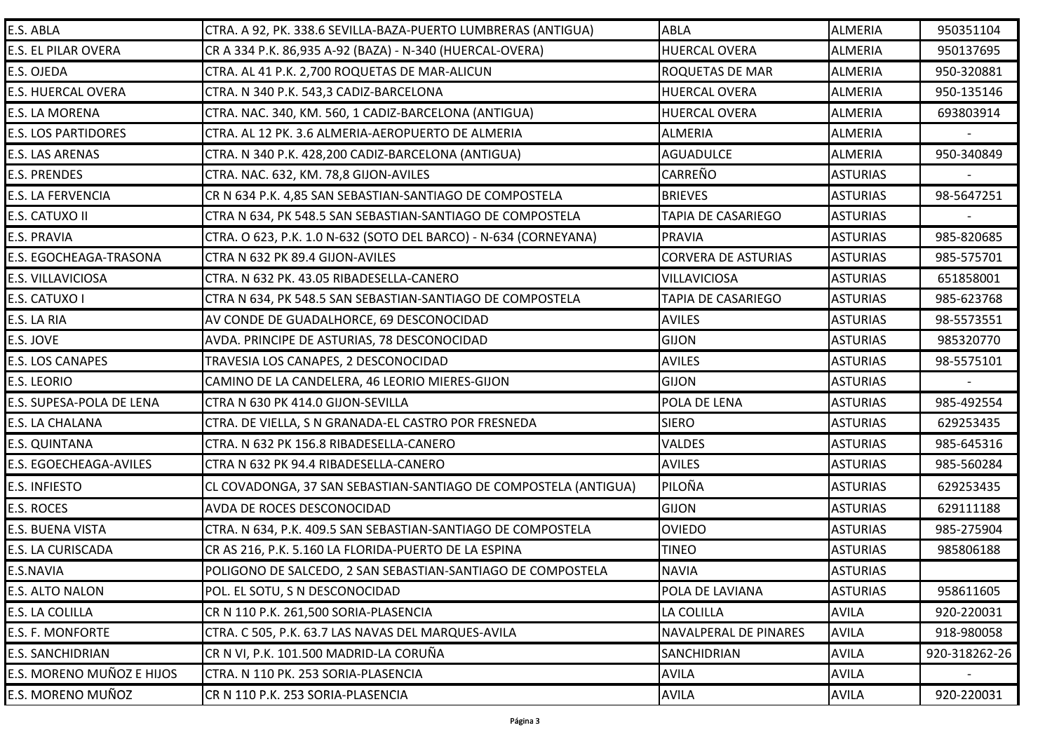| | | | | |
|---|---|---|---|---|
| E.S. ABLA | CTRA. A 92, PK. 338.6 SEVILLA-BAZA-PUERTO LUMBRERAS (ANTIGUA) | ABLA | ALMERIA | 950351104 |
| E.S. EL PILAR OVERA | CR A 334 P.K. 86,935 A-92 (BAZA) - N-340 (HUERCAL-OVERA) | HUERCAL OVERA | ALMERIA | 950137695 |
| E.S. OJEDA | CTRA. AL 41 P.K. 2,700 ROQUETAS DE MAR-ALICUN | ROQUETAS DE MAR | ALMERIA | 950-320881 |
| E.S. HUERCAL OVERA | CTRA. N 340 P.K. 543,3 CADIZ-BARCELONA | HUERCAL OVERA | ALMERIA | 950-135146 |
| E.S. LA MORENA | CTRA. NAC. 340, KM. 560, 1 CADIZ-BARCELONA (ANTIGUA) | HUERCAL OVERA | ALMERIA | 693803914 |
| E.S. LOS PARTIDORES | CTRA. AL 12 PK. 3.6 ALMERIA-AEROPUERTO DE ALMERIA | ALMERIA | ALMERIA | - |
| E.S. LAS ARENAS | CTRA. N 340 P.K. 428,200 CADIZ-BARCELONA (ANTIGUA) | AGUADULCE | ALMERIA | 950-340849 |
| E.S. PRENDES | CTRA. NAC. 632, KM. 78,8 GIJON-AVILES | CARREÑO | ASTURIAS | - |
| E.S. LA FERVENCIA | CR N 634 P.K. 4,85 SAN SEBASTIAN-SANTIAGO DE COMPOSTELA | BRIEVES | ASTURIAS | 98-5647251 |
| E.S. CATUXO II | CTRA N 634, PK 548.5 SAN SEBASTIAN-SANTIAGO DE COMPOSTELA | TAPIA DE CASARIEGO | ASTURIAS | - |
| E.S. PRAVIA | CTRA. O 623, P.K. 1.0 N-632 (SOTO DEL BARCO) - N-634 (CORNEYANA) | PRAVIA | ASTURIAS | 985-820685 |
| E.S. EGOCHEAGA-TRASONA | CTRA N 632 PK 89.4 GIJON-AVILES | CORVERA DE ASTURIAS | ASTURIAS | 985-575701 |
| E.S. VILLAVICIOSA | CTRA. N 632 PK. 43.05 RIBADESELLA-CANERO | VILLAVICIOSA | ASTURIAS | 651858001 |
| E.S. CATUXO I | CTRA N 634, PK 548.5 SAN SEBASTIAN-SANTIAGO DE COMPOSTELA | TAPIA DE CASARIEGO | ASTURIAS | 985-623768 |
| E.S. LA RIA | AV CONDE DE GUADALHORCE, 69 DESCONOCIDAD | AVILES | ASTURIAS | 98-5573551 |
| E.S. JOVE | AVDA. PRINCIPE DE ASTURIAS, 78 DESCONOCIDAD | GIJON | ASTURIAS | 985320770 |
| E.S. LOS CANAPES | TRAVESIA LOS CANAPES, 2 DESCONOCIDAD | AVILES | ASTURIAS | 98-5575101 |
| E.S. LEORIO | CAMINO DE LA CANDELERA, 46 LEORIO MIERES-GIJON | GIJON | ASTURIAS | - |
| E.S. SUPESA-POLA DE LENA | CTRA N 630 PK 414.0 GIJON-SEVILLA | POLA DE LENA | ASTURIAS | 985-492554 |
| E.S. LA CHALANA | CTRA. DE VIELLA, S N GRANADA-EL CASTRO POR FRESNEDA | SIERO | ASTURIAS | 629253435 |
| E.S. QUINTANA | CTRA. N 632 PK 156.8 RIBADESELLA-CANERO | VALDES | ASTURIAS | 985-645316 |
| E.S. EGOECHEAGA-AVILES | CTRA N 632 PK 94.4 RIBADESELLA-CANERO | AVILES | ASTURIAS | 985-560284 |
| E.S. INFIESTO | CL COVADONGA, 37 SAN SEBASTIAN-SANTIAGO DE COMPOSTELA (ANTIGUA) | PILOÑA | ASTURIAS | 629253435 |
| E.S. ROCES | AVDA DE ROCES DESCONOCIDAD | GIJON | ASTURIAS | 629111188 |
| E.S. BUENA VISTA | CTRA. N 634, P.K. 409.5 SAN SEBASTIAN-SANTIAGO DE COMPOSTELA | OVIEDO | ASTURIAS | 985-275904 |
| E.S. LA CURISCADA | CR AS 216, P.K. 5.160 LA FLORIDA-PUERTO DE LA ESPINA | TINEO | ASTURIAS | 985806188 |
| E.S.NAVIA | POLIGONO DE SALCEDO, 2 SAN SEBASTIAN-SANTIAGO DE COMPOSTELA | NAVIA | ASTURIAS | |
| E.S. ALTO NALON | POL. EL SOTU, S N DESCONOCIDAD | POLA DE LAVIANA | ASTURIAS | 958611605 |
| E.S. LA COLILLA | CR N 110 P.K. 261,500 SORIA-PLASENCIA | LA COLILLA | AVILA | 920-220031 |
| E.S. F. MONFORTE | CTRA. C 505, P.K. 63.7 LAS NAVAS DEL MARQUES-AVILA | NAVALPERAL DE PINARES | AVILA | 918-980058 |
| E.S. SANCHIDRIAN | CR N VI, P.K. 101.500 MADRID-LA CORUÑA | SANCHIDRIAN | AVILA | 920-318262-26 |
| E.S. MORENO MUÑOZ E HIJOS | CTRA. N 110 PK. 253 SORIA-PLASENCIA | AVILA | AVILA | - |
| E.S. MORENO MUÑOZ | CR N 110 P.K. 253 SORIA-PLASENCIA | AVILA | AVILA | 920-220031 |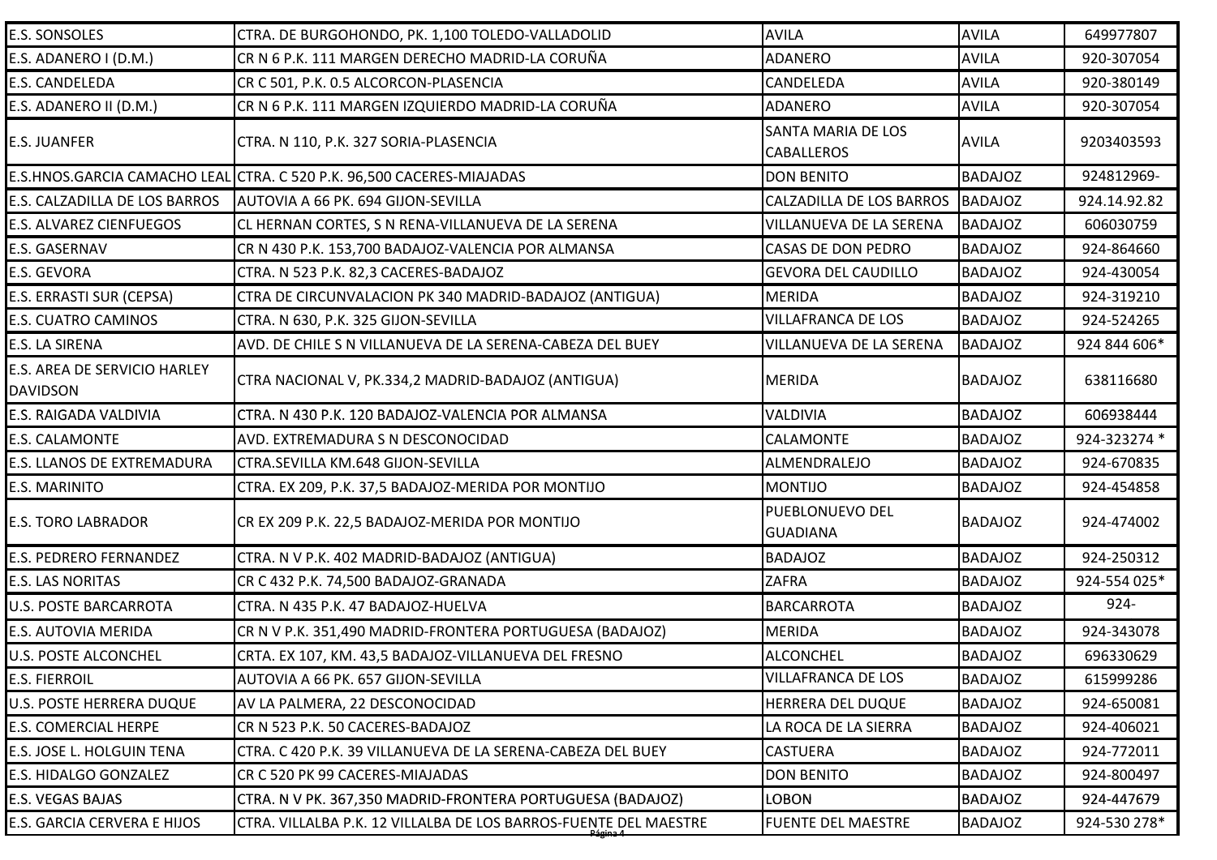| | | | | |
|---|---|---|---|---|
| E.S. SONSOLES | CTRA. DE BURGOHONDO, PK. 1,100 TOLEDO-VALLADOLID | AVILA | AVILA | 649977807 |
| E.S. ADANERO I (D.M.) | CR N 6 P.K. 111 MARGEN DERECHO MADRID-LA CORUÑA | ADANERO | AVILA | 920-307054 |
| E.S. CANDELEDA | CR C 501, P.K. 0.5 ALCORCON-PLASENCIA | CANDELEDA | AVILA | 920-380149 |
| E.S. ADANERO II (D.M.) | CR N 6 P.K. 111 MARGEN IZQUIERDO MADRID-LA CORUÑA | ADANERO | AVILA | 920-307054 |
| E.S. JUANFER | CTRA. N 110, P.K. 327 SORIA-PLASENCIA | SANTA MARIA DE LOS CABALLEROS | AVILA | 9203403593 |
| E.S.HNOS.GARCIA CAMACHO LEAL | CTRA. C 520 P.K. 96,500 CACERES-MIAJADAS | DON BENITO | BADAJOZ | 924812969- |
| E.S. CALZADILLA DE LOS BARROS | AUTOVIA A 66 PK. 694 GIJON-SEVILLA | CALZADILLA DE LOS BARROS | BADAJOZ | 924.14.92.82 |
| E.S. ALVAREZ CIENFUEGOS | CL HERNAN CORTES, S N RENA-VILLANUEVA DE LA SERENA | VILLANUEVA DE LA SERENA | BADAJOZ | 606030759 |
| E.S. GASERNAV | CR N 430 P.K. 153,700 BADAJOZ-VALENCIA POR ALMANSA | CASAS DE DON PEDRO | BADAJOZ | 924-864660 |
| E.S. GEVORA | CTRA. N 523 P.K. 82,3 CACERES-BADAJOZ | GEVORA DEL CAUDILLO | BADAJOZ | 924-430054 |
| E.S. ERRASTI SUR (CEPSA) | CTRA DE CIRCUNVALACION PK 340 MADRID-BADAJOZ (ANTIGUA) | MERIDA | BADAJOZ | 924-319210 |
| E.S. CUATRO CAMINOS | CTRA. N 630, P.K. 325 GIJON-SEVILLA | VILLAFRANCA DE LOS | BADAJOZ | 924-524265 |
| E.S. LA SIRENA | AVD. DE CHILE S N VILLANUEVA DE LA SERENA-CABEZA DEL BUEY | VILLANUEVA DE LA SERENA | BADAJOZ | 924 844 606* |
| E.S. AREA DE SERVICIO HARLEY DAVIDSON | CTRA NACIONAL V, PK.334,2 MADRID-BADAJOZ (ANTIGUA) | MERIDA | BADAJOZ | 638116680 |
| E.S. RAIGADA VALDIVIA | CTRA. N 430 P.K. 120 BADAJOZ-VALENCIA POR ALMANSA | VALDIVIA | BADAJOZ | 606938444 |
| E.S. CALAMONTE | AVD. EXTREMADURA S N DESCONOCIDAD | CALAMONTE | BADAJOZ | 924-323274 * |
| E.S. LLANOS DE EXTREMADURA | CTRA.SEVILLA KM.648 GIJON-SEVILLA | ALMENDRALEJO | BADAJOZ | 924-670835 |
| E.S. MARINITO | CTRA. EX 209, P.K. 37,5 BADAJOZ-MERIDA POR MONTIJO | MONTIJO | BADAJOZ | 924-454858 |
| E.S. TORO LABRADOR | CR EX 209 P.K. 22,5 BADAJOZ-MERIDA POR MONTIJO | PUEBLONUEVO DEL GUADIANA | BADAJOZ | 924-474002 |
| E.S. PEDRERO FERNANDEZ | CTRA. N V P.K. 402 MADRID-BADAJOZ (ANTIGUA) | BADAJOZ | BADAJOZ | 924-250312 |
| E.S. LAS NORITAS | CR C 432 P.K. 74,500 BADAJOZ-GRANADA | ZAFRA | BADAJOZ | 924-554 025* |
| U.S. POSTE BARCARROTA | CTRA. N 435 P.K. 47 BADAJOZ-HUELVA | BARCARROTA | BADAJOZ | 924- |
| E.S. AUTOVIA MERIDA | CR N V P.K. 351,490 MADRID-FRONTERA PORTUGUESA (BADAJOZ) | MERIDA | BADAJOZ | 924-343078 |
| U.S. POSTE ALCONCHEL | CRTA. EX 107, KM. 43,5 BADAJOZ-VILLANUEVA DEL FRESNO | ALCONCHEL | BADAJOZ | 696330629 |
| E.S. FIERROIL | AUTOVIA A 66 PK. 657 GIJON-SEVILLA | VILLAFRANCA DE LOS | BADAJOZ | 615999286 |
| U.S. POSTE HERRERA DUQUE | AV LA PALMERA, 22 DESCONOCIDAD | HERRERA DEL DUQUE | BADAJOZ | 924-650081 |
| E.S. COMERCIAL HERPE | CR N 523 P.K. 50 CACERES-BADAJOZ | LA ROCA DE LA SIERRA | BADAJOZ | 924-406021 |
| E.S. JOSE L. HOLGUIN TENA | CTRA. C 420 P.K. 39 VILLANUEVA DE LA SERENA-CABEZA DEL BUEY | CASTUERA | BADAJOZ | 924-772011 |
| E.S. HIDALGO GONZALEZ | CR C 520 PK 99 CACERES-MIAJADAS | DON BENITO | BADAJOZ | 924-800497 |
| E.S. VEGAS BAJAS | CTRA. N V PK. 367,350 MADRID-FRONTERA PORTUGUESA (BADAJOZ) | LOBON | BADAJOZ | 924-447679 |
| E.S. GARCIA CERVERA E HIJOS | CTRA. VILLALBA P.K. 12 VILLALBA DE LOS BARROS-FUENTE DEL MAESTRE | FUENTE DEL MAESTRE | BADAJOZ | 924-530 278* |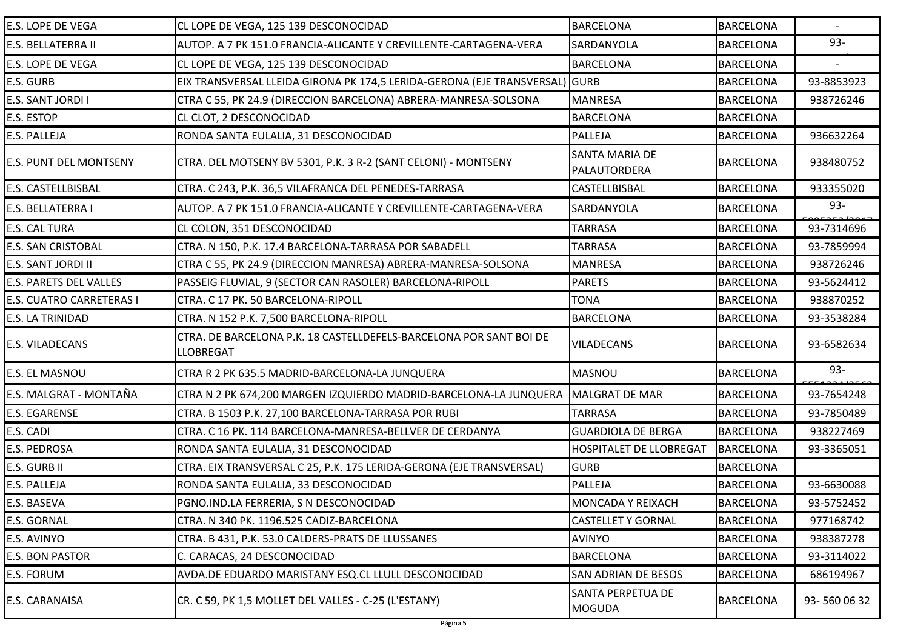| | | | | |
|---|---|---|---|---|
| E.S. LOPE DE VEGA | CL LOPE DE VEGA, 125 139 DESCONOCIDAD | BARCELONA | BARCELONA | - |
| E.S. BELLATERRA II | AUTOP. A 7 PK 151.0 FRANCIA-ALICANTE Y CREVILLENTE-CARTAGENA-VERA | SARDANYOLA | BARCELONA | 93- |
| E.S. LOPE DE VEGA | CL LOPE DE VEGA, 125 139 DESCONOCIDAD | BARCELONA | BARCELONA | - |
| E.S. GURB | EIX TRANSVERSAL LLEIDA GIRONA PK 174,5 LERIDA-GERONA (EJE TRANSVERSAL) | GURB | BARCELONA | 93-8853923 |
| E.S. SANT JORDI I | CTRA C 55, PK 24.9 (DIRECCION BARCELONA) ABRERA-MANRESA-SOLSONA | MANRESA | BARCELONA | 938726246 |
| E.S. ESTOP | CL CLOT, 2 DESCONOCIDAD | BARCELONA | BARCELONA | |
| E.S. PALLEJA | RONDA SANTA EULALIA, 31 DESCONOCIDAD | PALLEJA | BARCELONA | 936632264 |
| E.S. PUNT DEL MONTSENY | CTRA. DEL MOTSENY BV 5301, P.K. 3 R-2 (SANT CELONI) - MONTSENY | SANTA MARIA DE PALAUTORDERA | BARCELONA | 938480752 |
| E.S. CASTELLBISBAL | CTRA. C 243, P.K. 36,5 VILAFRANCA DEL PENEDES-TARRASA | CASTELLBISBAL | BARCELONA | 933355020 |
| E.S. BELLATERRA I | AUTOP. A 7 PK 151.0 FRANCIA-ALICANTE Y CREVILLENTE-CARTAGENA-VERA | SARDANYOLA | BARCELONA | 93- |
| E.S. CAL TURA | CL COLON, 351 DESCONOCIDAD | TARRASA | BARCELONA | 93-7314696 |
| E.S. SAN CRISTOBAL | CTRA. N 150, P.K. 17.4 BARCELONA-TARRASA POR SABADELL | TARRASA | BARCELONA | 93-7859994 |
| E.S. SANT JORDI II | CTRA C 55, PK 24.9 (DIRECCION MANRESA) ABRERA-MANRESA-SOLSONA | MANRESA | BARCELONA | 938726246 |
| E.S. PARETS DEL VALLES | PASSEIG FLUVIAL, 9 (SECTOR CAN RASOLER) BARCELONA-RIPOLL | PARETS | BARCELONA | 93-5624412 |
| E.S. CUATRO CARRETERAS I | CTRA. C 17 PK. 50 BARCELONA-RIPOLL | TONA | BARCELONA | 938870252 |
| E.S. LA TRINIDAD | CTRA. N 152 P.K. 7,500 BARCELONA-RIPOLL | BARCELONA | BARCELONA | 93-3538284 |
| E.S. VILADECANS | CTRA. DE BARCELONA P.K. 18 CASTELLDEFELS-BARCELONA POR SANT BOI DE LLOBREGAT | VILADECANS | BARCELONA | 93-6582634 |
| E.S. EL MASNOU | CTRA R 2 PK 635.5 MADRID-BARCELONA-LA JUNQUERA | MASNOU | BARCELONA | 93- |
| E.S. MALGRAT - MONTAÑA | CTRA N 2 PK 674,200 MARGEN IZQUIERDO MADRID-BARCELONA-LA JUNQUERA | MALGRAT DE MAR | BARCELONA | 93-7654248 |
| E.S. EGARENSE | CTRA. B 1503 P.K. 27,100 BARCELONA-TARRASA POR RUBI | TARRASA | BARCELONA | 93-7850489 |
| E.S. CADI | CTRA. C 16 PK. 114 BARCELONA-MANRESA-BELLVER DE CERDANYA | GUARDIOLA DE BERGA | BARCELONA | 938227469 |
| E.S. PEDROSA | RONDA SANTA EULALIA, 31 DESCONOCIDAD | HOSPITALET DE LLOBREGAT | BARCELONA | 93-3365051 |
| E.S. GURB II | CTRA. EIX TRANSVERSAL C 25, P.K. 175 LERIDA-GERONA (EJE TRANSVERSAL) | GURB | BARCELONA | |
| E.S. PALLEJA | RONDA SANTA EULALIA, 33 DESCONOCIDAD | PALLEJA | BARCELONA | 93-6630088 |
| E.S. BASEVA | PGNO.IND.LA FERRERIA, S N DESCONOCIDAD | MONCADA Y REIXACH | BARCELONA | 93-5752452 |
| E.S. GORNAL | CTRA. N 340 PK. 1196.525 CADIZ-BARCELONA | CASTELLET Y GORNAL | BARCELONA | 977168742 |
| E.S. AVINYO | CTRA. B 431, P.K. 53.0 CALDERS-PRATS DE LLUSSANES | AVINYO | BARCELONA | 938387278 |
| E.S. BON PASTOR | C. CARACAS, 24 DESCONOCIDAD | BARCELONA | BARCELONA | 93-3114022 |
| E.S. FORUM | AVDA.DE EDUARDO MARISTANY ESQ.CL LLULL DESCONOCIDAD | SAN ADRIAN DE BESOS | BARCELONA | 686194967 |
| E.S. CARANAISA | CR. C 59, PK 1,5 MOLLET DEL VALLES - C-25 (L'ESTANY) | SANTA PERPETUA DE MOGUDA | BARCELONA | 93- 560 06 32 |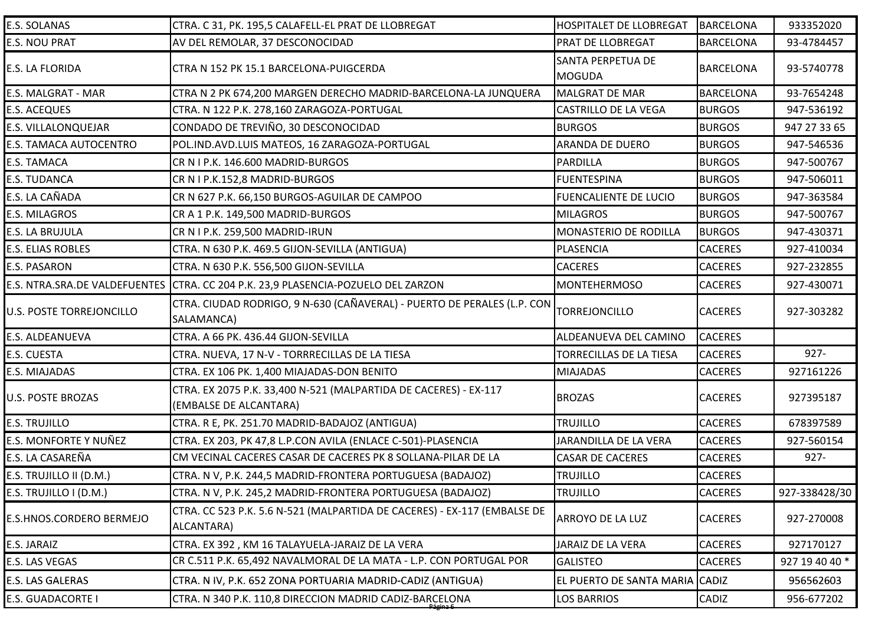| | | | | |
|---|---|---|---|---|
| E.S. SOLANAS | CTRA. C 31, PK. 195,5 CALAFELL-EL PRAT DE LLOBREGAT | HOSPITALET DE LLOBREGAT | BARCELONA | 933352020 |
| E.S. NOU PRAT | AV DEL REMOLAR, 37 DESCONOCIDAD | PRAT DE LLOBREGAT | BARCELONA | 93-4784457 |
| E.S. LA FLORIDA | CTRA N 152 PK 15.1 BARCELONA-PUIGCERDA | SANTA PERPETUA DE MOGUDA | BARCELONA | 93-5740778 |
| E.S. MALGRAT - MAR | CTRA N 2 PK 674,200 MARGEN DERECHO MADRID-BARCELONA-LA JUNQUERA | MALGRAT DE MAR | BARCELONA | 93-7654248 |
| E.S. ACEQUES | CTRA. N 122 P.K. 278,160 ZARAGOZA-PORTUGAL | CASTRILLO DE LA VEGA | BURGOS | 947-536192 |
| E.S. VILLALONQUEJAR | CONDADO DE TREVIÑO, 30 DESCONOCIDAD | BURGOS | BURGOS | 947 27 33 65 |
| E.S. TAMACA AUTOCENTRO | POL.IND.AVD.LUIS MATEOS, 16 ZARAGOZA-PORTUGAL | ARANDA DE DUERO | BURGOS | 947-546536 |
| E.S. TAMACA | CR N I P.K. 146.600 MADRID-BURGOS | PARDILLA | BURGOS | 947-500767 |
| E.S. TUDANCA | CR N I P.K.152,8 MADRID-BURGOS | FUENTESPINA | BURGOS | 947-506011 |
| E.S. LA CAÑADA | CR N 627 P.K. 66,150 BURGOS-AGUILAR DE CAMPOO | FUENCALIENTE DE LUCIO | BURGOS | 947-363584 |
| E.S. MILAGROS | CR A 1 P.K. 149,500 MADRID-BURGOS | MILAGROS | BURGOS | 947-500767 |
| E.S. LA BRUJULA | CR N I P.K. 259,500 MADRID-IRUN | MONASTERIO DE RODILLA | BURGOS | 947-430371 |
| E.S. ELIAS ROBLES | CTRA. N 630 P.K. 469.5 GIJON-SEVILLA (ANTIGUA) | PLASENCIA | CACERES | 927-410034 |
| E.S. PASARON | CTRA. N 630 P.K. 556,500 GIJON-SEVILLA | CACERES | CACERES | 927-232855 |
| E.S. NTRA.SRA.DE VALDEFUENTES | CTRA. CC 204 P.K. 23,9 PLASENCIA-POZUELO DEL ZARZON | MONTEHERMOSO | CACERES | 927-430071 |
| U.S. POSTE TORREJONCILLO | CTRA. CIUDAD RODRIGO, 9 N-630 (CAÑAVERAL) - PUERTO DE PERALES (L.P. CON SALAMANCA) | TORREJONCILLO | CACERES | 927-303282 |
| E.S. ALDEANUEVA | CTRA. A 66 PK. 436.44 GIJON-SEVILLA | ALDEANUEVA DEL CAMINO | CACERES | |
| E.S. CUESTA | CTRA. NUEVA, 17 N-V - TORRRECILLAS DE LA TIESA | TORRECILLAS DE LA TIESA | CACERES | 927- |
| E.S. MIAJADAS | CTRA. EX 106 PK. 1,400 MIAJADAS-DON BENITO | MIAJADAS | CACERES | 927161226 |
| U.S. POSTE BROZAS | CTRA. EX 2075 P.K. 33,400 N-521 (MALPARTIDA DE CACERES) - EX-117 (EMBALSE DE ALCANTARA) | BROZAS | CACERES | 927395187 |
| E.S. TRUJILLO | CTRA. R E, PK. 251.70 MADRID-BADAJOZ (ANTIGUA) | TRUJILLO | CACERES | 678397589 |
| E.S. MONFORTE Y NUÑEZ | CTRA. EX 203, PK 47,8 L.P.CON AVILA (ENLACE C-501)-PLASENCIA | JARANDILLA DE LA VERA | CACERES | 927-560154 |
| E.S. LA CASAREÑA | CM VECINAL CACERES CASAR DE CACERES PK 8 SOLLANA-PILAR DE LA | CASAR DE CACERES | CACERES | 927- |
| E.S. TRUJILLO II (D.M.) | CTRA. N V, P.K. 244,5 MADRID-FRONTERA PORTUGUESA (BADAJOZ) | TRUJILLO | CACERES | |
| E.S. TRUJILLO I (D.M.) | CTRA. N V, P.K. 245,2 MADRID-FRONTERA PORTUGUESA (BADAJOZ) | TRUJILLO | CACERES | 927-338428/30 |
| E.S.HNOS.CORDERO BERMEJO | CTRA. CC 523 P.K. 5.6 N-521 (MALPARTIDA DE CACERES) - EX-117 (EMBALSE DE ALCANTARA) | ARROYO DE LA LUZ | CACERES | 927-270008 |
| E.S. JARAIZ | CTRA. EX 392 , KM 16 TALAYUELA-JARAIZ DE LA VERA | JARAIZ DE LA VERA | CACERES | 927170127 |
| E.S. LAS VEGAS | CR C.511 P.K. 65,492 NAVALMORAL DE LA MATA - L.P. CON PORTUGAL POR | GALISTEO | CACERES | 927 19 40 40 * |
| E.S. LAS GALERAS | CTRA. N IV, P.K. 652 ZONA PORTUARIA MADRID-CADIZ (ANTIGUA) | EL PUERTO DE SANTA MARIA | CADIZ | 956562603 |
| E.S. GUADACORTE I | CTRA. N 340 P.K. 110,8 DIRECCION MADRID CADIZ-BARCELONA | LOS BARRIOS | CADIZ | 956-677202 |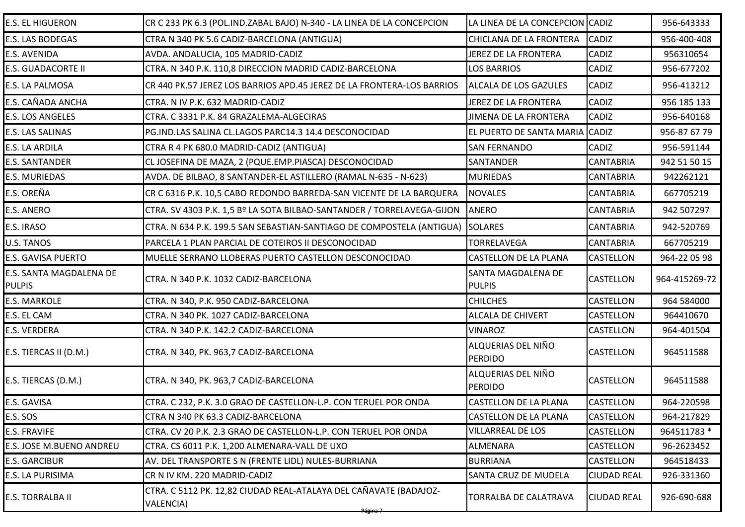| | | | | |
|---|---|---|---|---|
| E.S. EL HIGUERON | CR C 233 PK 6.3 (POL.IND.ZABAL BAJO) N-340 - LA LINEA DE LA CONCEPCION | LA LINEA DE LA CONCEPCION | CADIZ | 956-643333 |
| E.S. LAS BODEGAS | CTRA N 340 PK 5.6 CADIZ-BARCELONA (ANTIGUA) | CHICLANA DE LA FRONTERA | CADIZ | 956-400-408 |
| E.S. AVENIDA | AVDA. ANDALUCIA, 105 MADRID-CADIZ | JEREZ DE LA FRONTERA | CADIZ | 956310654 |
| E.S. GUADACORTE II | CTRA. N 340 P.K. 110,8 DIRECCION MADRID CADIZ-BARCELONA | LOS BARRIOS | CADIZ | 956-677202 |
| E.S. LA PALMOSA | CR 440 PK.57 JEREZ LOS BARRIOS APD.45 JEREZ DE LA FRONTERA-LOS BARRIOS | ALCALA DE LOS GAZULES | CADIZ | 956-413212 |
| E.S. CAÑADA ANCHA | CTRA. N IV P.K. 632 MADRID-CADIZ | JEREZ DE LA FRONTERA | CADIZ | 956 185 133 |
| E.S. LOS ANGELES | CTRA. C 3331 P.K. 84 GRAZALEMA-ALGECIRAS | JIMENA DE LA FRONTERA | CADIZ | 956-640168 |
| E.S. LAS SALINAS | PG.IND.LAS SALINA CL.LAGOS PARC14.3 14.4 DESCONOCIDAD | EL PUERTO DE SANTA MARIA | CADIZ | 956-87 67 79 |
| E.S. LA ARDILA | CTRA R 4 PK 680.0 MADRID-CADIZ (ANTIGUA) | SAN FERNANDO | CADIZ | 956-591144 |
| E.S. SANTANDER | CL JOSEFINA DE MAZA, 2 (PQUE.EMP.PIASCA) DESCONOCIDAD | SANTANDER | CANTABRIA | 942 51 50 15 |
| E.S. MURIEDAS | AVDA. DE BILBAO, 8 SANTANDER-EL ASTILLERO (RAMAL N-635 - N-623) | MURIEDAS | CANTABRIA | 942262121 |
| E.S. OREÑA | CR C 6316 P.K. 10,5 CABO REDONDO BARREDA-SAN VICENTE DE LA BARQUERA | NOVALES | CANTABRIA | 667705219 |
| E.S. ANERO | CTRA. SV 4303 P.K. 1,5 Bº LA SOTA BILBAO-SANTANDER / TORRELAVEGA-GIJON | ANERO | CANTABRIA | 942 507297 |
| E.S. IRASO | CTRA. N 634 P.K. 199.5 SAN SEBASTIAN-SANTIAGO DE COMPOSTELA (ANTIGUA) | SOLARES | CANTABRIA | 942-520769 |
| U.S. TANOS | PARCELA 1 PLAN PARCIAL DE COTEIROS II DESCONOCIDAD | TORRELAVEGA | CANTABRIA | 667705219 |
| E.S. GAVISA PUERTO | MUELLE SERRANO LLOBERAS PUERTO CASTELLON DESCONOCIDAD | CASTELLON DE LA PLANA | CASTELLON | 964-22 05 98 |
| E.S. SANTA MAGDALENA DE PULPIS | CTRA. N 340 P.K. 1032 CADIZ-BARCELONA | SANTA MAGDALENA DE PULPIS | CASTELLON | 964-415269-72 |
| E.S. MARKOLE | CTRA. N 340, P.K. 950 CADIZ-BARCELONA | CHILCHES | CASTELLON | 964 584000 |
| E.S. EL CAM | CTRA. N 340 PK. 1027 CADIZ-BARCELONA | ALCALA DE CHIVERT | CASTELLON | 964410670 |
| E.S. VERDERA | CTRA. N 340 P.K. 142.2 CADIZ-BARCELONA | VINAROZ | CASTELLON | 964-401504 |
| E.S. TIERCAS II (D.M.) | CTRA. N 340, PK. 963,7 CADIZ-BARCELONA | ALQUERIAS DEL NIÑO PERDIDO | CASTELLON | 964511588 |
| E.S. TIERCAS (D.M.) | CTRA. N 340, PK. 963,7 CADIZ-BARCELONA | ALQUERIAS DEL NIÑO PERDIDO | CASTELLON | 964511588 |
| E.S. GAVISA | CTRA. C 232, P.K. 3.0 GRAO DE CASTELLON-L.P. CON TERUEL POR ONDA | CASTELLON DE LA PLANA | CASTELLON | 964-220598 |
| E.S. SOS | CTRA N 340 PK 63.3 CADIZ-BARCELONA | CASTELLON DE LA PLANA | CASTELLON | 964-217829 |
| E.S. FRAVIFE | CTRA. CV 20 P.K. 2.3 GRAO DE CASTELLON-L.P. CON TERUEL POR ONDA | VILLARREAL DE LOS | CASTELLON | 964511783 * |
| E.S. JOSE M.BUENO ANDREU | CTRA. CS 6011 P.K. 1,200 ALMENARA-VALL DE UXO | ALMENARA | CASTELLON | 96-2623452 |
| E.S. GARCIBUR | AV. DEL TRANSPORTE S N (FRENTE LIDL) NULES-BURRIANA | BURRIANA | CASTELLON | 964518433 |
| E.S. LA PURISIMA | CR N IV KM. 220 MADRID-CADIZ | SANTA CRUZ DE MUDELA | CIUDAD REAL | 926-331360 |
| E.S. TORRALBA II | CTRA. C 5112 PK. 12,82 CIUDAD REAL-ATALAYA DEL CAÑAVATE (BADAJOZ-VALENCIA) | TORRALBA DE CALATRAVA | CIUDAD REAL | 926-690-688 |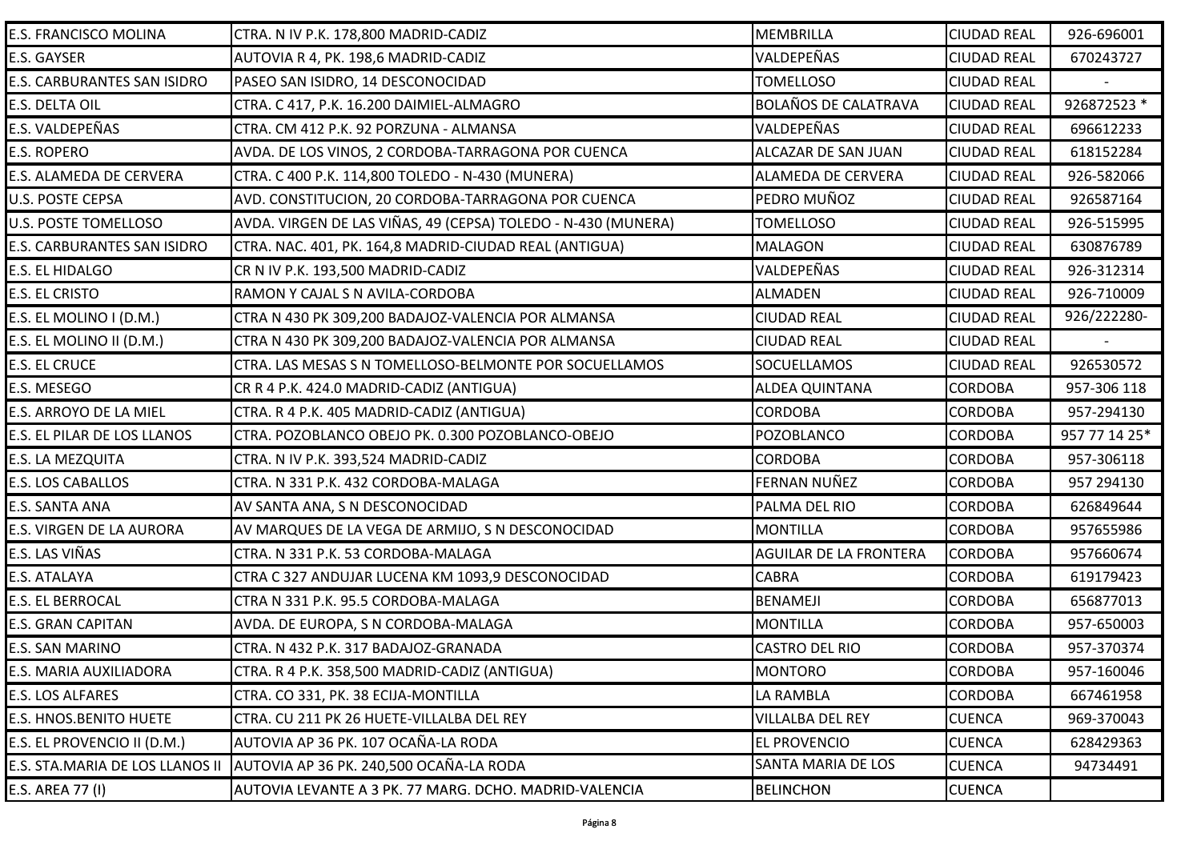| | | | | |
|---|---|---|---|---|
| E.S. FRANCISCO MOLINA | CTRA. N IV P.K. 178,800 MADRID-CADIZ | MEMBRILLA | CIUDAD REAL | 926-696001 |
| E.S. GAYSER | AUTOVIA R 4, PK. 198,6 MADRID-CADIZ | VALDEPEÑAS | CIUDAD REAL | 670243727 |
| E.S. CARBURANTES SAN ISIDRO | PASEO SAN ISIDRO, 14 DESCONOCIDAD | TOMELLOSO | CIUDAD REAL | - |
| E.S. DELTA OIL | CTRA. C 417, P.K. 16.200 DAIMIEL-ALMAGRO | BOLAÑOS DE CALATRAVA | CIUDAD REAL | 926872523 * |
| E.S. VALDEPEÑAS | CTRA. CM 412 P.K. 92 PORZUNA - ALMANSA | VALDEPEÑAS | CIUDAD REAL | 696612233 |
| E.S. ROPERO | AVDA. DE LOS VINOS, 2 CORDOBA-TARRAGONA POR CUENCA | ALCAZAR DE SAN JUAN | CIUDAD REAL | 618152284 |
| E.S. ALAMEDA DE CERVERA | CTRA. C 400 P.K. 114,800 TOLEDO - N-430 (MUNERA) | ALAMEDA DE CERVERA | CIUDAD REAL | 926-582066 |
| U.S. POSTE CEPSA | AVD. CONSTITUCION, 20 CORDOBA-TARRAGONA POR CUENCA | PEDRO MUÑOZ | CIUDAD REAL | 926587164 |
| U.S. POSTE TOMELLOSO | AVDA. VIRGEN DE LAS VIÑAS, 49 (CEPSA) TOLEDO - N-430 (MUNERA) | TOMELLOSO | CIUDAD REAL | 926-515995 |
| E.S. CARBURANTES SAN ISIDRO | CTRA. NAC. 401, PK. 164,8 MADRID-CIUDAD REAL (ANTIGUA) | MALAGON | CIUDAD REAL | 630876789 |
| E.S. EL HIDALGO | CR N IV P.K. 193,500 MADRID-CADIZ | VALDEPEÑAS | CIUDAD REAL | 926-312314 |
| E.S. EL CRISTO | RAMON Y CAJAL S N AVILA-CORDOBA | ALMADEN | CIUDAD REAL | 926-710009 |
| E.S. EL MOLINO I (D.M.) | CTRA N 430 PK 309,200 BADAJOZ-VALENCIA POR ALMANSA | CIUDAD REAL | CIUDAD REAL | 926/222280- |
| E.S. EL MOLINO II (D.M.) | CTRA N 430 PK 309,200 BADAJOZ-VALENCIA POR ALMANSA | CIUDAD REAL | CIUDAD REAL | - |
| E.S. EL CRUCE | CTRA. LAS MESAS S N TOMELLOSO-BELMONTE POR SOCUELLAMOS | SOCUELLAMOS | CIUDAD REAL | 926530572 |
| E.S. MESEGO | CR R 4 P.K. 424.0 MADRID-CADIZ (ANTIGUA) | ALDEA QUINTANA | CORDOBA | 957-306 118 |
| E.S. ARROYO DE LA MIEL | CTRA. R 4 P.K. 405 MADRID-CADIZ (ANTIGUA) | CORDOBA | CORDOBA | 957-294130 |
| E.S. EL PILAR DE LOS LLANOS | CTRA. POZOBLANCO OBEJO PK. 0.300 POZOBLANCO-OBEJO | POZOBLANCO | CORDOBA | 957 77 14 25* |
| E.S. LA MEZQUITA | CTRA. N IV P.K. 393,524 MADRID-CADIZ | CORDOBA | CORDOBA | 957-306118 |
| E.S. LOS CABALLOS | CTRA. N 331 P.K. 432 CORDOBA-MALAGA | FERNAN NUÑEZ | CORDOBA | 957 294130 |
| E.S. SANTA ANA | AV SANTA ANA, S N DESCONOCIDAD | PALMA DEL RIO | CORDOBA | 626849644 |
| E.S. VIRGEN DE LA AURORA | AV MARQUES DE LA VEGA DE ARMIJO, S N DESCONOCIDAD | MONTILLA | CORDOBA | 957655986 |
| E.S. LAS VIÑAS | CTRA. N 331 P.K. 53 CORDOBA-MALAGA | AGUILAR DE LA FRONTERA | CORDOBA | 957660674 |
| E.S. ATALAYA | CTRA C 327 ANDUJAR LUCENA KM 1093,9 DESCONOCIDAD | CABRA | CORDOBA | 619179423 |
| E.S. EL BERROCAL | CTRA N 331 P.K. 95.5 CORDOBA-MALAGA | BENAMEJI | CORDOBA | 656877013 |
| E.S. GRAN CAPITAN | AVDA. DE EUROPA, S N CORDOBA-MALAGA | MONTILLA | CORDOBA | 957-650003 |
| E.S. SAN MARINO | CTRA. N 432 P.K. 317 BADAJOZ-GRANADA | CASTRO DEL RIO | CORDOBA | 957-370374 |
| E.S. MARIA AUXILIADORA | CTRA. R 4 P.K. 358,500 MADRID-CADIZ (ANTIGUA) | MONTORO | CORDOBA | 957-160046 |
| E.S. LOS ALFARES | CTRA. CO 331, PK. 38 ECIJA-MONTILLA | LA RAMBLA | CORDOBA | 667461958 |
| E.S. HNOS.BENITO HUETE | CTRA. CU 211 PK 26 HUETE-VILLALBA DEL REY | VILLALBA DEL REY | CUENCA | 969-370043 |
| E.S. EL PROVENCIO II (D.M.) | AUTOVIA AP 36 PK. 107 OCAÑA-LA RODA | EL PROVENCIO | CUENCA | 628429363 |
| E.S. STA.MARIA DE LOS LLANOS II | AUTOVIA AP 36 PK. 240,500 OCAÑA-LA RODA | SANTA MARIA DE LOS | CUENCA | 94734491 |
| E.S. AREA 77 (I) | AUTOVIA LEVANTE A 3 PK. 77 MARG. DCHO. MADRID-VALENCIA | BELINCHON | CUENCA | |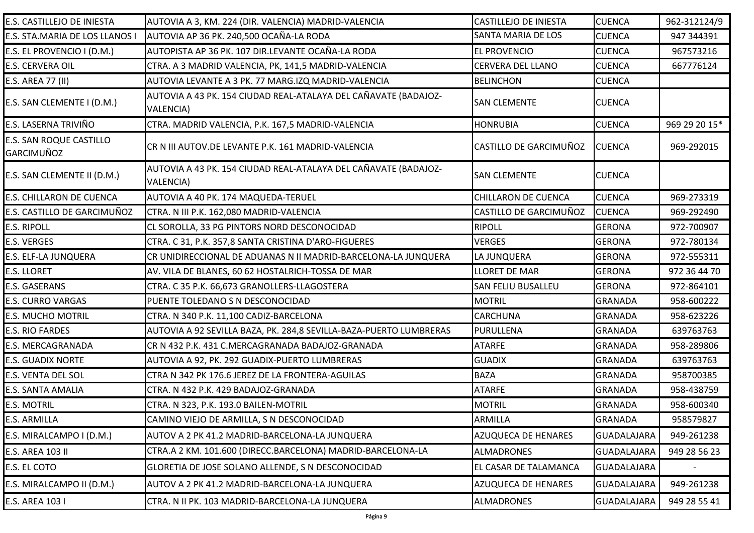| | | | | |
|---|---|---|---|---|
| E.S. CASTILLEJO DE INIESTA | AUTOVIA A 3, KM. 224 (DIR. VALENCIA) MADRID-VALENCIA | CASTILLEJO DE INIESTA | CUENCA | 962-312124/9 |
| E.S. STA.MARIA DE LOS LLANOS I | AUTOVIA AP 36 PK. 240,500 OCAÑA-LA RODA | SANTA MARIA DE LOS | CUENCA | 947 344391 |
| E.S. EL PROVENCIO I (D.M.) | AUTOPISTA AP 36 PK. 107 DIR.LEVANTE OCAÑA-LA RODA | EL PROVENCIO | CUENCA | 967573216 |
| E.S. CERVERA OIL | CTRA. A 3 MADRID VALENCIA, PK, 141,5 MADRID-VALENCIA | CERVERA DEL LLANO | CUENCA | 667776124 |
| E.S. AREA 77 (II) | AUTOVIA LEVANTE A 3 PK. 77 MARG.IZQ MADRID-VALENCIA | BELINCHON | CUENCA | |
| E.S. SAN CLEMENTE I (D.M.) | AUTOVIA A 43 PK. 154 CIUDAD REAL-ATALAYA DEL CAÑAVATE (BADAJOZ-VALENCIA) | SAN CLEMENTE | CUENCA | |
| E.S. LASERNA TRIVIÑO | CTRA. MADRID VALENCIA, P.K. 167,5 MADRID-VALENCIA | HONRUBIA | CUENCA | 969 29 20 15* |
| E.S. SAN ROQUE CASTILLO GARCIMUÑOZ | CR N III AUTOV.DE LEVANTE P.K. 161 MADRID-VALENCIA | CASTILLO DE GARCIMUÑOZ | CUENCA | 969-292015 |
| E.S. SAN CLEMENTE II (D.M.) | AUTOVIA A 43 PK. 154 CIUDAD REAL-ATALAYA DEL CAÑAVATE (BADAJOZ-VALENCIA) | SAN CLEMENTE | CUENCA | |
| E.S. CHILLARON DE CUENCA | AUTOVIA A 40 PK. 174 MAQUEDA-TERUEL | CHILLARON DE CUENCA | CUENCA | 969-273319 |
| E.S. CASTILLO DE GARCIMUÑOZ | CTRA. N III P.K. 162,080 MADRID-VALENCIA | CASTILLO DE GARCIMUÑOZ | CUENCA | 969-292490 |
| E.S. RIPOLL | CL SOROLLA, 33 PG PINTORS NORD DESCONOCIDAD | RIPOLL | GERONA | 972-700907 |
| E.S. VERGES | CTRA. C 31, P.K. 357,8 SANTA CRISTINA D'ARO-FIGUERES | VERGES | GERONA | 972-780134 |
| E.S. ELF-LA JUNQUERA | CR UNIDIRECCIONAL DE ADUANAS N II MADRID-BARCELONA-LA JUNQUERA | LA JUNQUERA | GERONA | 972-555311 |
| E.S. LLORET | AV. VILA DE BLANES, 60 62 HOSTALRICH-TOSSA DE MAR | LLORET DE MAR | GERONA | 972 36 44 70 |
| E.S. GASERANS | CTRA. C 35 P.K. 66,673 GRANOLLERS-LLAGOSTERA | SAN FELIU BUSALLEU | GERONA | 972-864101 |
| E.S. CURRO VARGAS | PUENTE TOLEDANO S N DESCONOCIDAD | MOTRIL | GRANADA | 958-600222 |
| E.S. MUCHO MOTRIL | CTRA. N 340 P.K. 11,100 CADIZ-BARCELONA | CARCHUNA | GRANADA | 958-623226 |
| E.S. RIO FARDES | AUTOVIA A 92 SEVILLA BAZA, PK. 284,8 SEVILLA-BAZA-PUERTO LUMBRERAS | PURULLENA | GRANADA | 639763763 |
| E.S. MERCAGRANADA | CR N 432 P.K. 431 C.MERCAGRANADA BADAJOZ-GRANADA | ATARFE | GRANADA | 958-289806 |
| E.S. GUADIX NORTE | AUTOVIA A 92, PK. 292 GUADIX-PUERTO LUMBRERAS | GUADIX | GRANADA | 639763763 |
| E.S. VENTA DEL SOL | CTRA N 342 PK 176.6 JEREZ DE LA FRONTERA-AGUILAS | BAZA | GRANADA | 958700385 |
| E.S. SANTA AMALIA | CTRA. N 432 P.K. 429 BADAJOZ-GRANADA | ATARFE | GRANADA | 958-438759 |
| E.S. MOTRIL | CTRA. N 323, P.K. 193.0 BAILEN-MOTRIL | MOTRIL | GRANADA | 958-600340 |
| E.S. ARMILLA | CAMINO VIEJO DE ARMILLA, S N DESCONOCIDAD | ARMILLA | GRANADA | 958579827 |
| E.S. MIRALCAMPO I (D.M.) | AUTOV A 2 PK 41.2 MADRID-BARCELONA-LA JUNQUERA | AZUQUECA DE HENARES | GUADALAJARA | 949-261238 |
| E.S. AREA 103 II | CTRA.A 2 KM. 101.600 (DIRECC.BARCELONA) MADRID-BARCELONA-LA | ALMADRONES | GUADALAJARA | 949 28 56 23 |
| E.S. EL COTO | GLORETIA DE JOSE SOLANO ALLENDE, S N DESCONOCIDAD | EL CASAR DE TALAMANCA | GUADALAJARA | - |
| E.S. MIRALCAMPO II (D.M.) | AUTOV A 2 PK 41.2 MADRID-BARCELONA-LA JUNQUERA | AZUQUECA DE HENARES | GUADALAJARA | 949-261238 |
| E.S. AREA 103 I | CTRA. N II PK. 103 MADRID-BARCELONA-LA JUNQUERA | ALMADRONES | GUADALAJARA | 949 28 55 41 |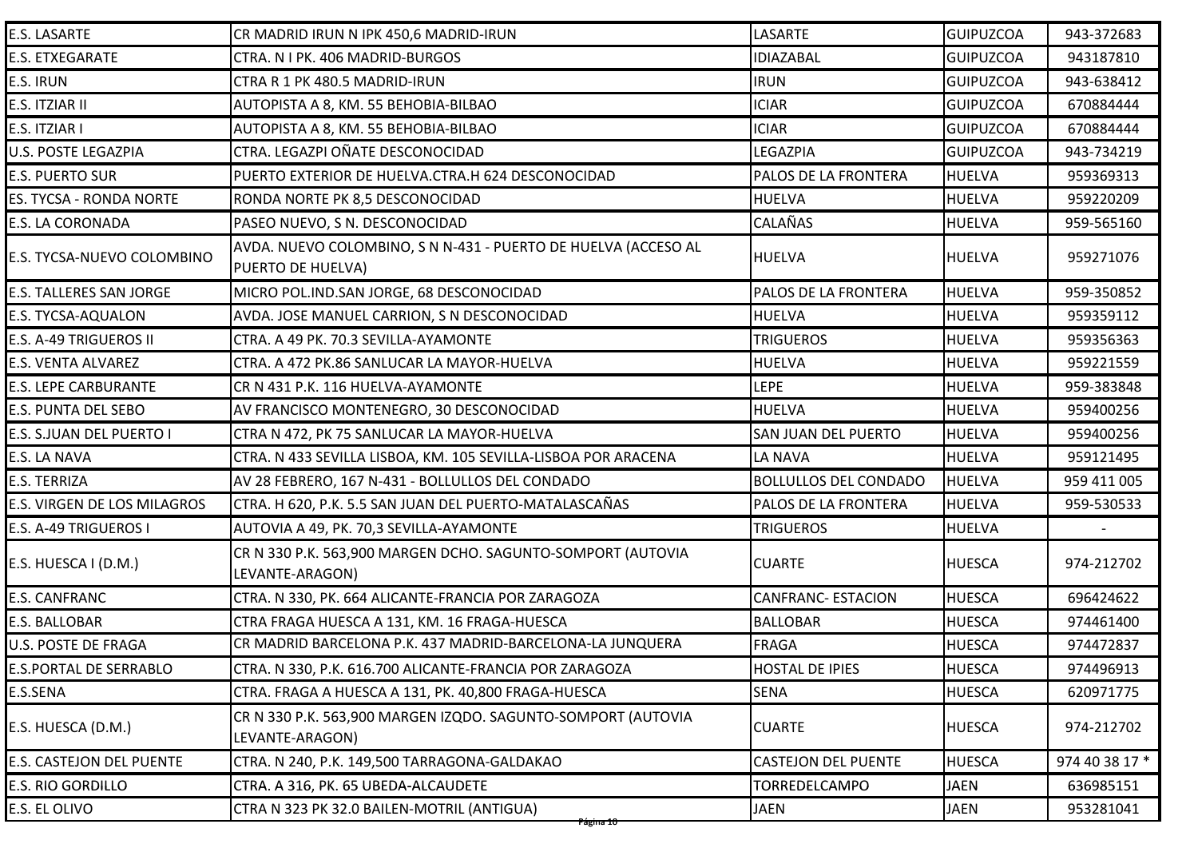| | | | | |
|---|---|---|---|---|
| E.S. LASARTE | CR MADRID IRUN N IPK 450,6 MADRID-IRUN | LASARTE | GUIPUZCOA | 943-372683 |
| E.S. ETXEGARATE | CTRA. N I PK. 406 MADRID-BURGOS | IDIAZABAL | GUIPUZCOA | 943187810 |
| E.S. IRUN | CTRA R 1 PK 480.5 MADRID-IRUN | IRUN | GUIPUZCOA | 943-638412 |
| E.S. ITZIAR II | AUTOPISTA A 8, KM. 55 BEHOBIA-BILBAO | ICIAR | GUIPUZCOA | 670884444 |
| E.S. ITZIAR I | AUTOPISTA A 8, KM. 55 BEHOBIA-BILBAO | ICIAR | GUIPUZCOA | 670884444 |
| U.S. POSTE LEGAZPIA | CTRA. LEGAZPI OÑATE DESCONOCIDAD | LEGAZPIA | GUIPUZCOA | 943-734219 |
| E.S. PUERTO SUR | PUERTO EXTERIOR DE HUELVA.CTRA.H 624 DESCONOCIDAD | PALOS DE LA FRONTERA | HUELVA | 959369313 |
| ES. TYCSA - RONDA NORTE | RONDA NORTE PK 8,5 DESCONOCIDAD | HUELVA | HUELVA | 959220209 |
| E.S. LA CORONADA | PASEO NUEVO, S N. DESCONOCIDAD | CALAÑAS | HUELVA | 959-565160 |
| E.S. TYCSA-NUEVO COLOMBINO | AVDA. NUEVO COLOMBINO, S N N-431 - PUERTO DE HUELVA (ACCESO AL PUERTO DE HUELVA) | HUELVA | HUELVA | 959271076 |
| E.S. TALLERES SAN JORGE | MICRO POL.IND.SAN JORGE, 68 DESCONOCIDAD | PALOS DE LA FRONTERA | HUELVA | 959-350852 |
| E.S. TYCSA-AQUALON | AVDA. JOSE MANUEL CARRION, S N DESCONOCIDAD | HUELVA | HUELVA | 959359112 |
| E.S. A-49 TRIGUEROS II | CTRA. A 49 PK. 70.3 SEVILLA-AYAMONTE | TRIGUEROS | HUELVA | 959356363 |
| E.S. VENTA ALVAREZ | CTRA. A 472 PK.86 SANLUCAR LA MAYOR-HUELVA | HUELVA | HUELVA | 959221559 |
| E.S. LEPE CARBURANTE | CR N 431 P.K. 116 HUELVA-AYAMONTE | LEPE | HUELVA | 959-383848 |
| E.S. PUNTA DEL SEBO | AV FRANCISCO MONTENEGRO, 30 DESCONOCIDAD | HUELVA | HUELVA | 959400256 |
| E.S. S.JUAN DEL PUERTO I | CTRA N 472, PK 75 SANLUCAR LA MAYOR-HUELVA | SAN JUAN DEL PUERTO | HUELVA | 959400256 |
| E.S. LA NAVA | CTRA. N 433 SEVILLA LISBOA, KM. 105 SEVILLA-LISBOA POR ARACENA | LA NAVA | HUELVA | 959121495 |
| E.S. TERRIZA | AV 28 FEBRERO, 167 N-431 - BOLLULLOS DEL CONDADO | BOLLULLOS DEL CONDADO | HUELVA | 959 411 005 |
| E.S. VIRGEN DE LOS MILAGROS | CTRA. H 620, P.K. 5.5 SAN JUAN DEL PUERTO-MATALASCAÑAS | PALOS DE LA FRONTERA | HUELVA | 959-530533 |
| E.S. A-49 TRIGUEROS I | AUTOVIA A 49, PK. 70,3 SEVILLA-AYAMONTE | TRIGUEROS | HUELVA | - |
| E.S. HUESCA I (D.M.) | CR N 330 P.K. 563,900 MARGEN DCHO. SAGUNTO-SOMPORT (AUTOVIA LEVANTE-ARAGON) | CUARTE | HUESCA | 974-212702 |
| E.S. CANFRANC | CTRA. N 330, PK. 664 ALICANTE-FRANCIA POR ZARAGOZA | CANFRANC- ESTACION | HUESCA | 696424622 |
| E.S. BALLOBAR | CTRA FRAGA HUESCA A 131, KM. 16 FRAGA-HUESCA | BALLOBAR | HUESCA | 974461400 |
| U.S. POSTE DE FRAGA | CR MADRID BARCELONA P.K. 437 MADRID-BARCELONA-LA JUNQUERA | FRAGA | HUESCA | 974472837 |
| E.S.PORTAL DE SERRABLO | CTRA. N 330, P.K. 616.700 ALICANTE-FRANCIA POR ZARAGOZA | HOSTAL DE IPIES | HUESCA | 974496913 |
| E.S.SENA | CTRA. FRAGA A HUESCA A 131, PK. 40,800 FRAGA-HUESCA | SENA | HUESCA | 620971775 |
| E.S. HUESCA (D.M.) | CR N 330 P.K. 563,900 MARGEN IZQDO. SAGUNTO-SOMPORT (AUTOVIA LEVANTE-ARAGON) | CUARTE | HUESCA | 974-212702 |
| E.S. CASTEJON DEL PUENTE | CTRA. N 240, P.K. 149,500 TARRAGONA-GALDAKAO | CASTEJON DEL PUENTE | HUESCA | 974 40 38 17 * |
| E.S. RIO GORDILLO | CTRA. A 316, PK. 65 UBEDA-ALCAUDETE | TORREDELCAMPO | JAEN | 636985151 |
| E.S. EL OLIVO | CTRA N 323 PK 32.0 BAILEN-MOTRIL (ANTIGUA) | JAEN | JAEN | 953281041 |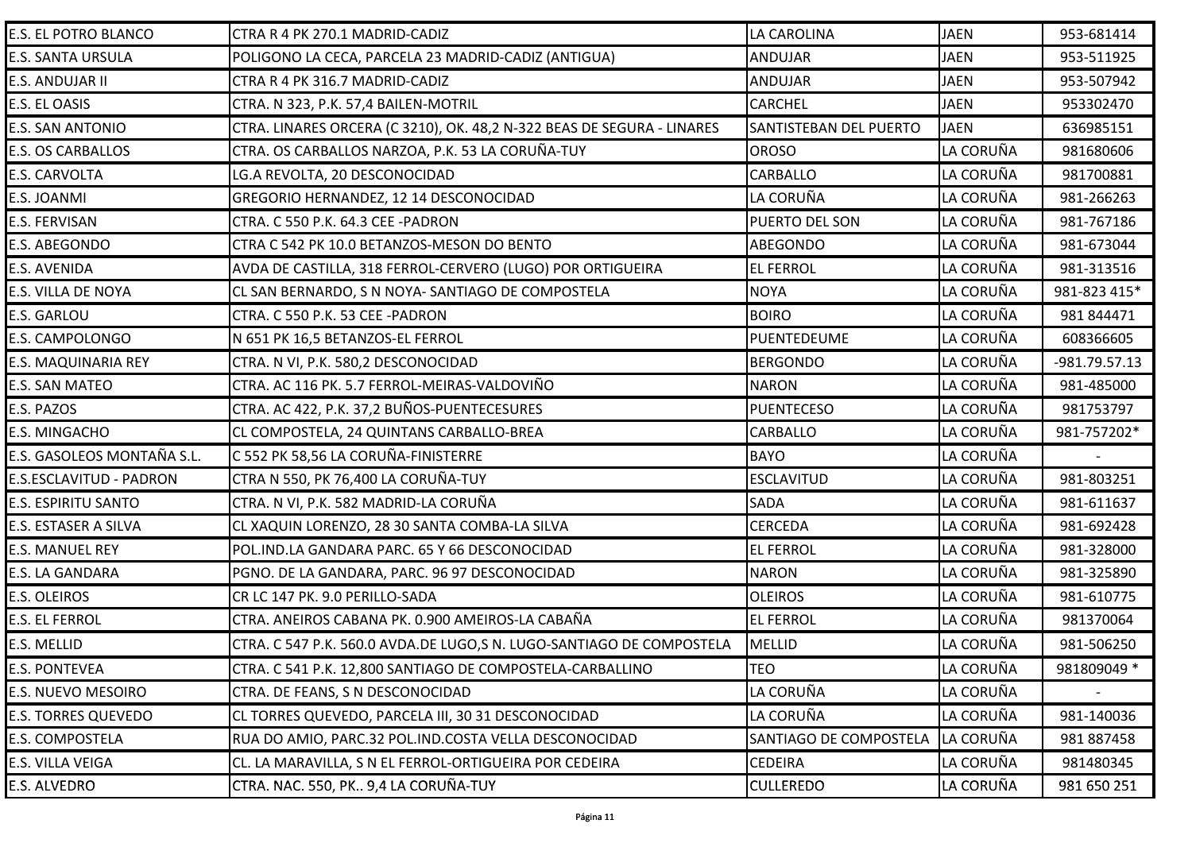| | | | | |
|---|---|---|---|---|
| E.S. EL POTRO BLANCO | CTRA R 4 PK 270.1 MADRID-CADIZ | LA CAROLINA | JAEN | 953-681414 |
| E.S. SANTA URSULA | POLIGONO LA CECA, PARCELA 23 MADRID-CADIZ (ANTIGUA) | ANDUJAR | JAEN | 953-511925 |
| E.S. ANDUJAR II | CTRA R 4 PK 316.7 MADRID-CADIZ | ANDUJAR | JAEN | 953-507942 |
| E.S. EL OASIS | CTRA. N 323, P.K. 57,4 BAILEN-MOTRIL | CARCHEL | JAEN | 953302470 |
| E.S. SAN ANTONIO | CTRA. LINARES ORCERA (C 3210), OK. 48,2 N-322 BEAS DE SEGURA - LINARES | SANTISTEBAN DEL PUERTO | JAEN | 636985151 |
| E.S. OS CARBALLOS | CTRA. OS CARBALLOS NARZOA, P.K. 53 LA CORUÑA-TUY | OROSO | LA CORUÑA | 981680606 |
| E.S. CARVOLTA | LG.A REVOLTA, 20 DESCONOCIDAD | CARBALLO | LA CORUÑA | 981700881 |
| E.S. JOANMI | GREGORIO HERNANDEZ, 12 14 DESCONOCIDAD | LA CORUÑA | LA CORUÑA | 981-266263 |
| E.S. FERVISAN | CTRA. C 550 P.K. 64.3 CEE -PADRON | PUERTO DEL SON | LA CORUÑA | 981-767186 |
| E.S. ABEGONDO | CTRA C 542 PK 10.0 BETANZOS-MESON DO BENTO | ABEGONDO | LA CORUÑA | 981-673044 |
| E.S. AVENIDA | AVDA DE CASTILLA, 318 FERROL-CERVERO (LUGO) POR ORTIGUEIRA | EL FERROL | LA CORUÑA | 981-313516 |
| E.S. VILLA DE NOYA | CL SAN BERNARDO, S N NOYA- SANTIAGO DE COMPOSTELA | NOYA | LA CORUÑA | 981-823 415* |
| E.S. GARLOU | CTRA. C 550 P.K. 53 CEE -PADRON | BOIRO | LA CORUÑA | 981 844471 |
| E.S. CAMPOLONGO | N 651 PK 16,5 BETANZOS-EL FERROL | PUENTEDEUME | LA CORUÑA | 608366605 |
| E.S. MAQUINARIA REY | CTRA. N VI, P.K. 580,2 DESCONOCIDAD | BERGONDO | LA CORUÑA | -981.79.57.13 |
| E.S. SAN MATEO | CTRA. AC 116 PK. 5.7 FERROL-MEIRAS-VALDOVIÑO | NARON | LA CORUÑA | 981-485000 |
| E.S. PAZOS | CTRA. AC 422, P.K. 37,2 BUÑOS-PUENTECESURES | PUENTECESO | LA CORUÑA | 981753797 |
| E.S. MINGACHO | CL COMPOSTELA, 24 QUINTANS CARBALLO-BREA | CARBALLO | LA CORUÑA | 981-757202* |
| E.S. GASOLEOS MONTAÑA S.L. | C 552 PK 58,56 LA CORUÑA-FINISTERRE | BAYO | LA CORUÑA | - |
| E.S.ESCLAVITUD - PADRON | CTRA N 550, PK 76,400 LA CORUÑA-TUY | ESCLAVITUD | LA CORUÑA | 981-803251 |
| E.S. ESPIRITU SANTO | CTRA. N VI, P.K. 582 MADRID-LA CORUÑA | SADA | LA CORUÑA | 981-611637 |
| E.S. ESTASER A SILVA | CL XAQUIN LORENZO, 28 30 SANTA COMBA-LA SILVA | CERCEDA | LA CORUÑA | 981-692428 |
| E.S. MANUEL REY | POL.IND.LA GANDARA PARC. 65 Y 66 DESCONOCIDAD | EL FERROL | LA CORUÑA | 981-328000 |
| E.S. LA GANDARA | PGNO. DE LA GANDARA, PARC. 96 97 DESCONOCIDAD | NARON | LA CORUÑA | 981-325890 |
| E.S. OLEIROS | CR LC 147 PK. 9.0 PERILLO-SADA | OLEIROS | LA CORUÑA | 981-610775 |
| E.S. EL FERROL | CTRA. ANEIROS CABANA PK. 0.900 AMEIROS-LA CABAÑA | EL FERROL | LA CORUÑA | 981370064 |
| E.S. MELLID | CTRA. C 547 P.K. 560.0 AVDA.DE LUGO,S N. LUGO-SANTIAGO DE COMPOSTELA | MELLID | LA CORUÑA | 981-506250 |
| E.S. PONTEVEA | CTRA. C 541 P.K. 12,800 SANTIAGO DE COMPOSTELA-CARBALLINO | TEO | LA CORUÑA | 981809049 * |
| E.S. NUEVO MESOIRO | CTRA. DE FEANS, S N DESCONOCIDAD | LA CORUÑA | LA CORUÑA | - |
| E.S. TORRES QUEVEDO | CL TORRES QUEVEDO, PARCELA III, 30 31 DESCONOCIDAD | LA CORUÑA | LA CORUÑA | 981-140036 |
| E.S. COMPOSTELA | RUA DO AMIO, PARC.32 POL.IND.COSTA VELLA DESCONOCIDAD | SANTIAGO DE COMPOSTELA | LA CORUÑA | 981 887458 |
| E.S. VILLA VEIGA | CL. LA MARAVILLA, S N EL FERROL-ORTIGUEIRA POR CEDEIRA | CEDEIRA | LA CORUÑA | 981480345 |
| E.S. ALVEDRO | CTRA. NAC. 550, PK.. 9,4 LA CORUÑA-TUY | CULLEREDO | LA CORUÑA | 981 650 251 |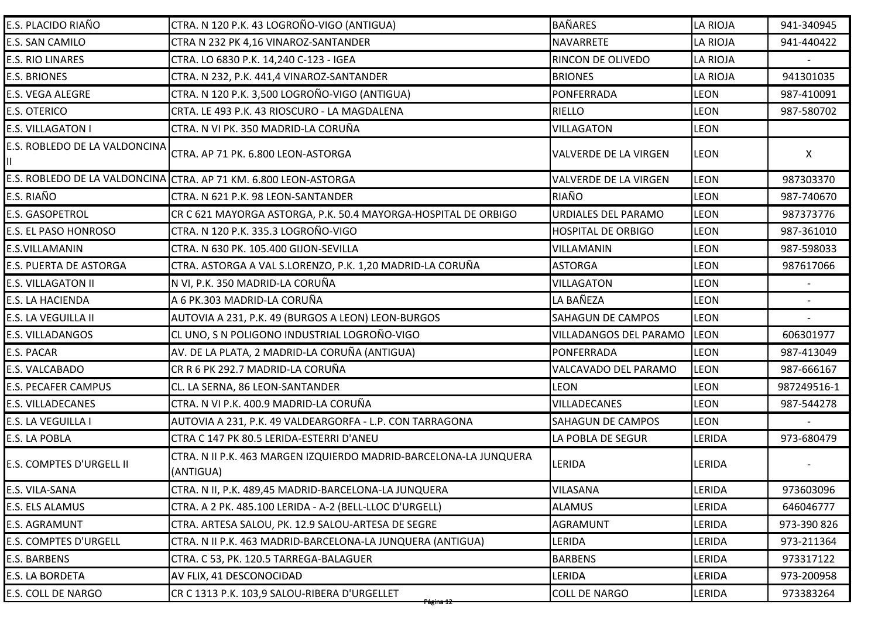| | | | | |
|---|---|---|---|---|
| E.S. PLACIDO RIAÑO | CTRA. N 120 P.K. 43 LOGROÑO-VIGO (ANTIGUA) | BAÑARES | LA RIOJA | 941-340945 |
| E.S. SAN CAMILO | CTRA N 232 PK 4,16 VINAROZ-SANTANDER | NAVARRETE | LA RIOJA | 941-440422 |
| E.S. RIO LINARES | CTRA. LO 6830 P.K. 14,240 C-123 - IGEA | RINCON DE OLIVEDO | LA RIOJA | - |
| E.S. BRIONES | CTRA. N 232, P.K. 441,4 VINAROZ-SANTANDER | BRIONES | LA RIOJA | 941301035 |
| E.S. VEGA ALEGRE | CTRA. N 120 P.K. 3,500 LOGROÑO-VIGO (ANTIGUA) | PONFERRADA | LEON | 987-410091 |
| E.S. OTERICO | CRTA. LE 493 P.K. 43 RIOSCURO - LA MAGDALENA | RIELLO | LEON | 987-580702 |
| E.S. VILLAGATON I | CTRA. N VI PK. 350 MADRID-LA CORUÑA | VILLAGATON | LEON | |
| E.S. ROBLEDO DE LA VALDONCINA II | CTRA. AP 71 PK. 6.800 LEON-ASTORGA | VALVERDE DE LA VIRGEN | LEON | X |
| E.S. ROBLEDO DE LA VALDONCINA | CTRA. AP 71 KM. 6.800 LEON-ASTORGA | VALVERDE DE LA VIRGEN | LEON | 987303370 |
| E.S. RIAÑO | CTRA. N 621 P.K. 98 LEON-SANTANDER | RIAÑO | LEON | 987-740670 |
| E.S. GASOPETROL | CR C 621 MAYORGA ASTORGA, P.K. 50.4 MAYORGA-HOSPITAL DE ORBIGO | URDIALES DEL PARAMO | LEON | 987373776 |
| E.S. EL PASO HONROSO | CTRA. N 120 P.K. 335.3 LOGROÑO-VIGO | HOSPITAL DE ORBIGO | LEON | 987-361010 |
| E.S.VILLAMANIN | CTRA. N 630 PK. 105.400 GIJON-SEVILLA | VILLAMANIN | LEON | 987-598033 |
| E.S. PUERTA DE ASTORGA | CTRA. ASTORGA A VAL S.LORENZO, P.K. 1,20 MADRID-LA CORUÑA | ASTORGA | LEON | 987617066 |
| E.S. VILLAGATON II | N VI, P.K. 350 MADRID-LA CORUÑA | VILLAGATON | LEON | - |
| E.S. LA HACIENDA | A 6 PK.303 MADRID-LA CORUÑA | LA BAÑEZA | LEON | - |
| E.S. LA VEGUILLA II | AUTOVIA A 231, P.K. 49 (BURGOS A LEON) LEON-BURGOS | SAHAGUN DE CAMPOS | LEON | - |
| E.S. VILLADANGOS | CL UNO, S N POLIGONO INDUSTRIAL LOGROÑO-VIGO | VILLADANGOS DEL PARAMO | LEON | 606301977 |
| E.S. PACAR | AV. DE LA PLATA, 2 MADRID-LA CORUÑA (ANTIGUA) | PONFERRADA | LEON | 987-413049 |
| E.S. VALCABADO | CR R 6 PK 292.7 MADRID-LA CORUÑA | VALCAVADO DEL PARAMO | LEON | 987-666167 |
| E.S. PECAFER CAMPUS | CL. LA SERNA, 86 LEON-SANTANDER | LEON | LEON | 987249516-1 |
| E.S. VILLADECANES | CTRA. N VI P.K. 400.9 MADRID-LA CORUÑA | VILLADECANES | LEON | 987-544278 |
| E.S. LA VEGUILLA I | AUTOVIA A 231, P.K. 49 VALDEARGORFA - L.P. CON TARRAGONA | SAHAGUN DE CAMPOS | LEON | - |
| E.S. LA POBLA | CTRA C 147 PK 80.5 LERIDA-ESTERRI D'ANEU | LA POBLA DE SEGUR | LERIDA | 973-680479 |
| E.S. COMPTES D'URGELL II | CTRA. N II P.K. 463 MARGEN IZQUIERDO MADRID-BARCELONA-LA JUNQUERA (ANTIGUA) | LERIDA | LERIDA | - |
| E.S. VILA-SANA | CTRA. N II, P.K. 489,45 MADRID-BARCELONA-LA JUNQUERA | VILASANA | LERIDA | 973603096 |
| E.S. ELS ALAMUS | CTRA. A 2 PK. 485.100 LERIDA - A-2 (BELL-LLOC D'URGELL) | ALAMUS | LERIDA | 646046777 |
| E.S. AGRAMUNT | CTRA. ARTESA SALOU, PK. 12.9 SALOU-ARTESA DE SEGRE | AGRAMUNT | LERIDA | 973-390 826 |
| E.S. COMPTES D'URGELL | CTRA. N II P.K. 463 MADRID-BARCELONA-LA JUNQUERA (ANTIGUA) | LERIDA | LERIDA | 973-211364 |
| E.S. BARBENS | CTRA. C 53, PK. 120.5 TARREGA-BALAGUER | BARBENS | LERIDA | 973317122 |
| E.S. LA BORDETA | AV FLIX, 41 DESCONOCIDAD | LERIDA | LERIDA | 973-200958 |
| E.S. COLL DE NARGO | CR C 1313 P.K. 103,9 SALOU-RIBERA D'URGELLET | COLL DE NARGO | LERIDA | 973383264 |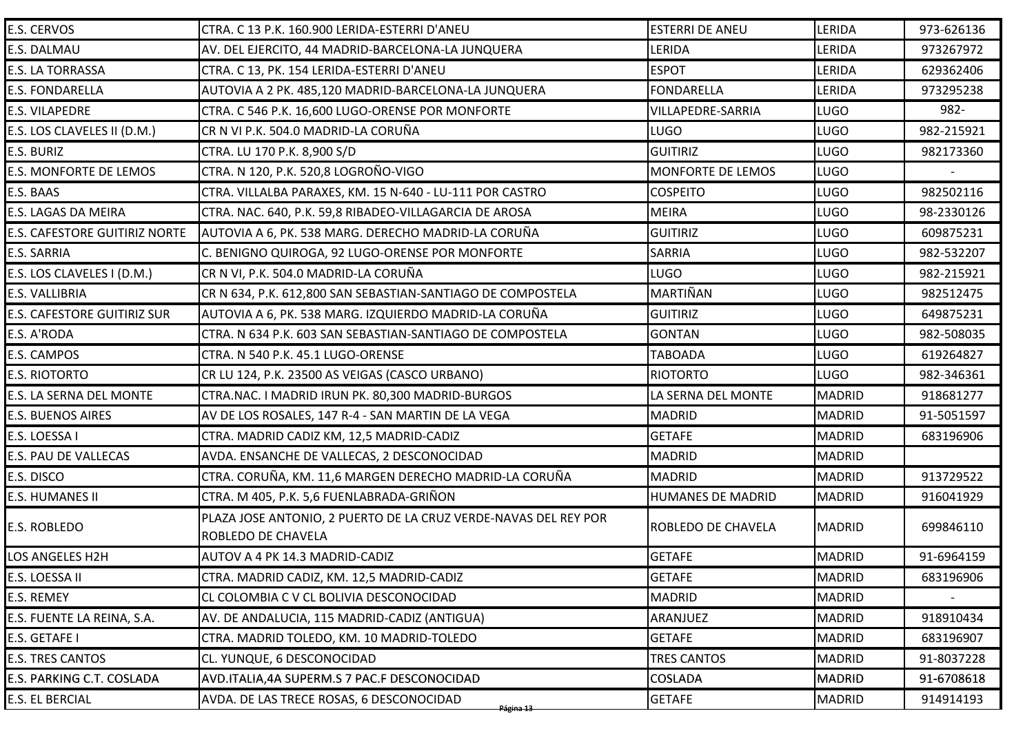| | | | | |
|---|---|---|---|---|
| E.S. CERVOS | CTRA. C 13 P.K. 160.900 LERIDA-ESTERRI D'ANEU | ESTERRI DE ANEU | LERIDA | 973-626136 |
| E.S. DALMAU | AV. DEL EJERCITO, 44 MADRID-BARCELONA-LA JUNQUERA | LERIDA | LERIDA | 973267972 |
| E.S. LA TORRASSA | CTRA. C 13, PK. 154 LERIDA-ESTERRI D'ANEU | ESPOT | LERIDA | 629362406 |
| E.S. FONDARELLA | AUTOVIA A 2 PK. 485,120 MADRID-BARCELONA-LA JUNQUERA | FONDARELLA | LERIDA | 973295238 |
| E.S. VILAPEDRE | CTRA. C 546 P.K. 16,600 LUGO-ORENSE POR MONFORTE | VILLAPEDRE-SARRIA | LUGO | 982- |
| E.S. LOS CLAVELES II (D.M.) | CR N VI P.K. 504.0 MADRID-LA CORUÑA | LUGO | LUGO | 982-215921 |
| E.S. BURIZ | CTRA. LU 170 P.K. 8,900 S/D | GUITIRIZ | LUGO | 982173360 |
| E.S. MONFORTE DE LEMOS | CTRA. N 120, P.K. 520,8 LOGROÑO-VIGO | MONFORTE DE LEMOS | LUGO | - |
| E.S. BAAS | CTRA. VILLALBA PARAXES, KM. 15 N-640 - LU-111 POR CASTRO | COSPEITO | LUGO | 982502116 |
| E.S. LAGAS DA MEIRA | CTRA. NAC. 640, P.K. 59,8 RIBADEO-VILLAGARCIA DE AROSA | MEIRA | LUGO | 98-2330126 |
| E.S. CAFESTORE GUITIRIZ NORTE | AUTOVIA A 6, PK. 538 MARG. DERECHO MADRID-LA CORUÑA | GUITIRIZ | LUGO | 609875231 |
| E.S. SARRIA | C. BENIGNO QUIROGA, 92 LUGO-ORENSE POR MONFORTE | SARRIA | LUGO | 982-532207 |
| E.S. LOS CLAVELES I (D.M.) | CR N VI, P.K. 504.0 MADRID-LA CORUÑA | LUGO | LUGO | 982-215921 |
| E.S. VALLIBRIA | CR N 634, P.K. 612,800 SAN SEBASTIAN-SANTIAGO DE COMPOSTELA | MARTIÑAN | LUGO | 982512475 |
| E.S. CAFESTORE GUITIRIZ SUR | AUTOVIA A 6, PK. 538 MARG. IZQUIERDO MADRID-LA CORUÑA | GUITIRIZ | LUGO | 649875231 |
| E.S. A'RODA | CTRA. N 634 P.K. 603 SAN SEBASTIAN-SANTIAGO DE COMPOSTELA | GONTAN | LUGO | 982-508035 |
| E.S. CAMPOS | CTRA. N 540 P.K. 45.1 LUGO-ORENSE | TABOADA | LUGO | 619264827 |
| E.S. RIOTORTO | CR LU 124, P.K. 23500 AS VEIGAS (CASCO URBANO) | RIOTORTO | LUGO | 982-346361 |
| E.S. LA SERNA DEL MONTE | CTRA.NAC. I MADRID IRUN PK. 80,300 MADRID-BURGOS | LA SERNA DEL MONTE | MADRID | 918681277 |
| E.S. BUENOS AIRES | AV DE LOS ROSALES, 147 R-4 - SAN MARTIN DE LA VEGA | MADRID | MADRID | 91-5051597 |
| E.S. LOESSA I | CTRA. MADRID CADIZ KM, 12,5 MADRID-CADIZ | GETAFE | MADRID | 683196906 |
| E.S. PAU DE VALLECAS | AVDA. ENSANCHE DE VALLECAS, 2 DESCONOCIDAD | MADRID | MADRID | |
| E.S. DISCO | CTRA. CORUÑA, KM. 11,6 MARGEN DERECHO MADRID-LA CORUÑA | MADRID | MADRID | 913729522 |
| E.S. HUMANES II | CTRA. M 405, P.K. 5,6 FUENLABRADA-GRIÑON | HUMANES DE MADRID | MADRID | 916041929 |
| E.S. ROBLEDO | PLAZA JOSE ANTONIO, 2 PUERTO DE LA CRUZ VERDE-NAVAS DEL REY POR ROBLEDO DE CHAVELA | ROBLEDO DE CHAVELA | MADRID | 699846110 |
| LOS ANGELES H2H | AUTOV A 4 PK 14.3 MADRID-CADIZ | GETAFE | MADRID | 91-6964159 |
| E.S. LOESSA II | CTRA. MADRID CADIZ, KM. 12,5 MADRID-CADIZ | GETAFE | MADRID | 683196906 |
| E.S. REMEY | CL COLOMBIA C V CL BOLIVIA DESCONOCIDAD | MADRID | MADRID | - |
| E.S. FUENTE LA REINA, S.A. | AV. DE ANDALUCIA, 115 MADRID-CADIZ (ANTIGUA) | ARANJUEZ | MADRID | 918910434 |
| E.S. GETAFE I | CTRA. MADRID TOLEDO, KM. 10 MADRID-TOLEDO | GETAFE | MADRID | 683196907 |
| E.S. TRES CANTOS | CL. YUNQUE, 6 DESCONOCIDAD | TRES CANTOS | MADRID | 91-8037228 |
| E.S. PARKING C.T. COSLADA | AVD.ITALIA,4A SUPERM.S 7 PAC.F DESCONOCIDAD | COSLADA | MADRID | 91-6708618 |
| E.S. EL BERCIAL | AVDA. DE LAS TRECE ROSAS, 6 DESCONOCIDAD | GETAFE | MADRID | 914914193 |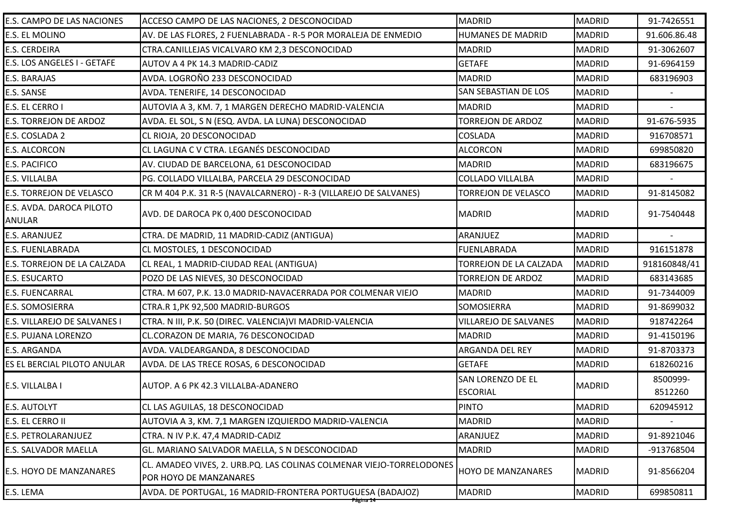| | | | | |
|---|---|---|---|---|
| E.S. CAMPO DE LAS NACIONES | ACCESO CAMPO DE LAS NACIONES, 2 DESCONOCIDAD | MADRID | MADRID | 91-7426551 |
| E.S. EL MOLINO | AV. DE LAS FLORES, 2 FUENLABRADA - R-5 POR MORALEJA DE ENMEDIO | HUMANES DE MADRID | MADRID | 91.606.86.48 |
| E.S. CERDEIRA | CTRA.CANILLEJAS VICALVARO KM 2,3 DESCONOCIDAD | MADRID | MADRID | 91-3062607 |
| E.S. LOS ANGELES I - GETAFE | AUTOV A 4 PK 14.3 MADRID-CADIZ | GETAFE | MADRID | 91-6964159 |
| E.S. BARAJAS | AVDA. LOGROÑO 233 DESCONOCIDAD | MADRID | MADRID | 683196903 |
| E.S. SANSE | AVDA. TENERIFE, 14 DESCONOCIDAD | SAN SEBASTIAN DE LOS | MADRID | - |
| E.S. EL CERRO I | AUTOVIA A 3, KM. 7, 1 MARGEN DERECHO MADRID-VALENCIA | MADRID | MADRID | - |
| E.S. TORREJON DE ARDOZ | AVDA. EL SOL, S N (ESQ. AVDA. LA LUNA) DESCONOCIDAD | TORREJON DE ARDOZ | MADRID | 91-676-5935 |
| E.S. COSLADA 2 | CL RIOJA, 20 DESCONOCIDAD | COSLADA | MADRID | 916708571 |
| E.S. ALCORCON | CL LAGUNA C V CTRA. LEGANÉS DESCONOCIDAD | ALCORCON | MADRID | 699850820 |
| E.S. PACIFICO | AV. CIUDAD DE BARCELONA, 61 DESCONOCIDAD | MADRID | MADRID | 683196675 |
| E.S. VILLALBA | PG. COLLADO VILLALBA, PARCELA 29 DESCONOCIDAD | COLLADO VILLALBA | MADRID | - |
| E.S. TORREJON DE VELASCO | CR M 404 P.K. 31 R-5 (NAVALCARNERO) - R-3 (VILLAREJO DE SALVANES) | TORREJON DE VELASCO | MADRID | 91-8145082 |
| E.S. AVDA. DAROCA PILOTO ANULAR | AVD. DE DAROCA PK 0,400 DESCONOCIDAD | MADRID | MADRID | 91-7540448 |
| E.S. ARANJUEZ | CTRA. DE MADRID, 11 MADRID-CADIZ (ANTIGUA) | ARANJUEZ | MADRID | - |
| E.S. FUENLABRADA | CL MOSTOLES, 1 DESCONOCIDAD | FUENLABRADA | MADRID | 916151878 |
| E.S. TORREJON DE LA CALZADA | CL REAL, 1 MADRID-CIUDAD REAL (ANTIGUA) | TORREJON DE LA CALZADA | MADRID | 918160848/41 |
| E.S. ESUCARTO | POZO DE LAS NIEVES, 30 DESCONOCIDAD | TORREJON DE ARDOZ | MADRID | 683143685 |
| E.S. FUENCARRAL | CTRA. M 607, P.K. 13.0 MADRID-NAVACERRADA POR COLMENAR VIEJO | MADRID | MADRID | 91-7344009 |
| E.S. SOMOSIERRA | CTRA.R 1,PK 92,500 MADRID-BURGOS | SOMOSIERRA | MADRID | 91-8699032 |
| E.S. VILLAREJO DE SALVANES I | CTRA. N III, P.K. 50 (DIREC. VALENCIA)VI MADRID-VALENCIA | VILLAREJO DE SALVANES | MADRID | 918742264 |
| E.S. PUJANA LORENZO | CL.CORAZON DE MARIA, 76 DESCONOCIDAD | MADRID | MADRID | 91-4150196 |
| E.S. ARGANDA | AVDA. VALDEARGANDA, 8 DESCONOCIDAD | ARGANDA DEL REY | MADRID | 91-8703373 |
| ES EL BERCIAL PILOTO ANULAR | AVDA. DE LAS TRECE ROSAS, 6 DESCONOCIDAD | GETAFE | MADRID | 618260216 |
| E.S. VILLALBA I | AUTOP. A 6 PK 42.3 VILLALBA-ADANERO | SAN LORENZO DE EL ESCORIAL | MADRID | 8500999-8512260 |
| E.S. AUTOLYT | CL LAS AGUILAS, 18 DESCONOCIDAD | PINTO | MADRID | 620945912 |
| E.S. EL CERRO II | AUTOVIA A 3, KM. 7,1 MARGEN IZQUIERDO MADRID-VALENCIA | MADRID | MADRID | - |
| E.S. PETROLARANJUEZ | CTRA. N IV P.K. 47,4 MADRID-CADIZ | ARANJUEZ | MADRID | 91-8921046 |
| E.S. SALVADOR MAELLA | GL. MARIANO SALVADOR MAELLA, S N DESCONOCIDAD | MADRID | MADRID | -913768504 |
| E.S. HOYO DE MANZANARES | CL. AMADEO VIVES, 2. URB.PQ. LAS COLINAS COLMENAR VIEJO-TORRELODONES POR HOYO DE MANZANARES | HOYO DE MANZANARES | MADRID | 91-8566204 |
| E.S. LEMA | AVDA. DE PORTUGAL, 16 MADRID-FRONTERA PORTUGUESA (BADAJOZ) | MADRID | MADRID | 699850811 |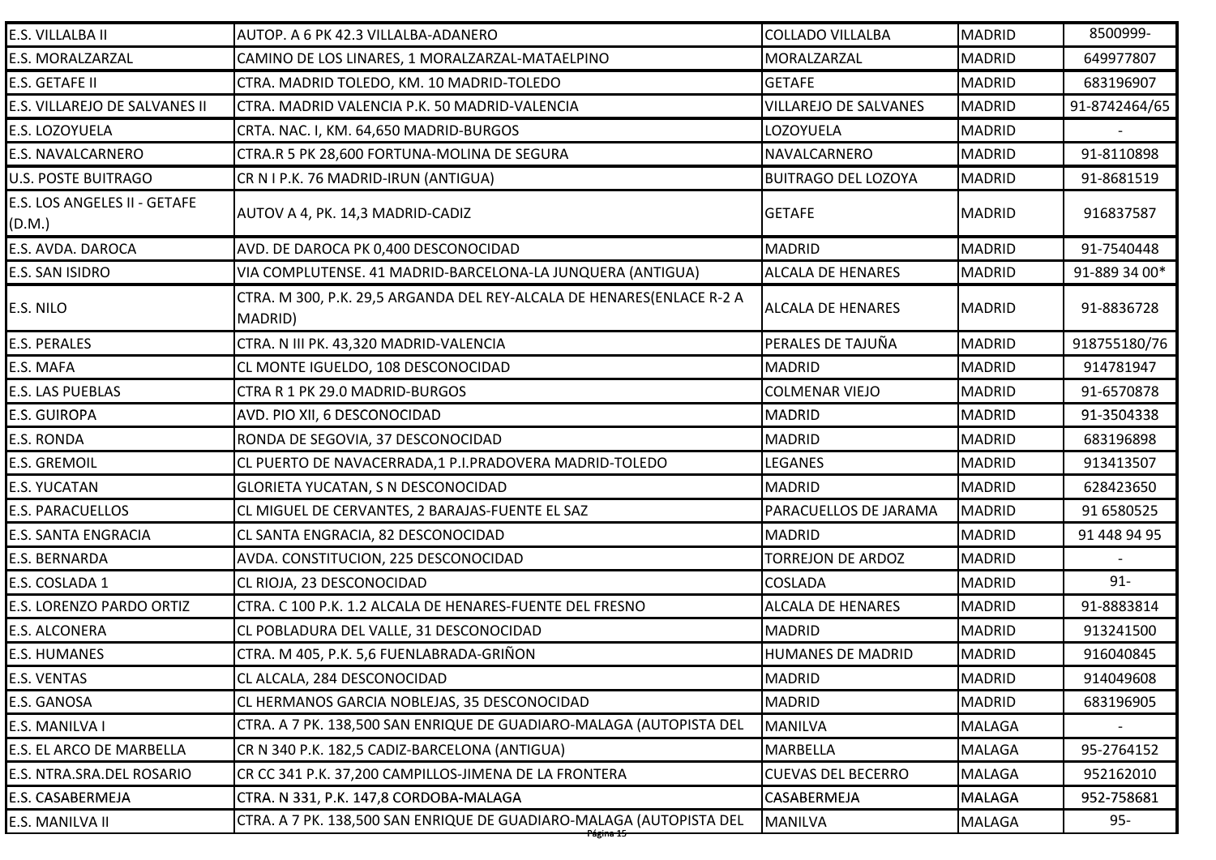| | | | | |
|---|---|---|---|---|
| E.S. VILLALBA II | AUTOP. A 6 PK 42.3 VILLALBA-ADANERO | COLLADO VILLALBA | MADRID | 8500999- |
| E.S. MORALZARZAL | CAMINO DE LOS LINARES, 1 MORALZARZAL-MATAELPINO | MORALZARZAL | MADRID | 649977807 |
| E.S. GETAFE II | CTRA. MADRID TOLEDO, KM. 10 MADRID-TOLEDO | GETAFE | MADRID | 683196907 |
| E.S. VILLAREJO DE SALVANES II | CTRA. MADRID VALENCIA P.K. 50 MADRID-VALENCIA | VILLAREJO DE SALVANES | MADRID | 91-8742464/65 |
| E.S. LOZOYUELA | CRTA. NAC. I, KM. 64,650 MADRID-BURGOS | LOZOYUELA | MADRID | - |
| E.S. NAVALCARNERO | CTRA.R 5 PK 28,600 FORTUNA-MOLINA DE SEGURA | NAVALCARNERO | MADRID | 91-8110898 |
| U.S. POSTE BUITRAGO | CR N I P.K. 76 MADRID-IRUN (ANTIGUA) | BUITRAGO DEL LOZOYA | MADRID | 91-8681519 |
| E.S. LOS ANGELES II - GETAFE (D.M.) | AUTOV A 4, PK. 14,3 MADRID-CADIZ | GETAFE | MADRID | 916837587 |
| E.S. AVDA. DAROCA | AVD. DE DAROCA PK 0,400 DESCONOCIDAD | MADRID | MADRID | 91-7540448 |
| E.S. SAN ISIDRO | VIA COMPLUTENSE. 41 MADRID-BARCELONA-LA JUNQUERA (ANTIGUA) | ALCALA DE HENARES | MADRID | 91-889 34 00* |
| E.S. NILO | CTRA. M 300, P.K. 29,5 ARGANDA DEL REY-ALCALA DE HENARES(ENLACE R-2 A MADRID) | ALCALA DE HENARES | MADRID | 91-8836728 |
| E.S. PERALES | CTRA. N III PK. 43,320 MADRID-VALENCIA | PERALES DE TAJUÑA | MADRID | 918755180/76 |
| E.S. MAFA | CL MONTE IGUELDO, 108 DESCONOCIDAD | MADRID | MADRID | 914781947 |
| E.S. LAS PUEBLAS | CTRA R 1 PK 29.0 MADRID-BURGOS | COLMENAR VIEJO | MADRID | 91-6570878 |
| E.S. GUIROPA | AVD. PIO XII, 6 DESCONOCIDAD | MADRID | MADRID | 91-3504338 |
| E.S. RONDA | RONDA DE SEGOVIA, 37 DESCONOCIDAD | MADRID | MADRID | 683196898 |
| E.S. GREMOIL | CL PUERTO DE NAVACERRADA,1 P.I.PRADOVERA MADRID-TOLEDO | LEGANES | MADRID | 913413507 |
| E.S. YUCATAN | GLORIETA YUCATAN, S N DESCONOCIDAD | MADRID | MADRID | 628423650 |
| E.S. PARACUELLOS | CL MIGUEL DE CERVANTES, 2 BARAJAS-FUENTE EL SAZ | PARACUELLOS DE JARAMA | MADRID | 91 6580525 |
| E.S. SANTA ENGRACIA | CL SANTA ENGRACIA, 82 DESCONOCIDAD | MADRID | MADRID | 91 448 94 95 |
| E.S. BERNARDA | AVDA. CONSTITUCION, 225 DESCONOCIDAD | TORREJON DE ARDOZ | MADRID | - |
| E.S. COSLADA 1 | CL RIOJA, 23 DESCONOCIDAD | COSLADA | MADRID | 91- |
| E.S. LORENZO PARDO ORTIZ | CTRA. C 100 P.K. 1.2 ALCALA DE HENARES-FUENTE DEL FRESNO | ALCALA DE HENARES | MADRID | 91-8883814 |
| E.S. ALCONERA | CL POBLADURA DEL VALLE, 31 DESCONOCIDAD | MADRID | MADRID | 913241500 |
| E.S. HUMANES | CTRA. M 405, P.K. 5,6 FUENLABRADA-GRIÑON | HUMANES DE MADRID | MADRID | 916040845 |
| E.S. VENTAS | CL ALCALA, 284 DESCONOCIDAD | MADRID | MADRID | 914049608 |
| E.S. GANOSA | CL HERMANOS GARCIA NOBLEJAS, 35 DESCONOCIDAD | MADRID | MADRID | 683196905 |
| E.S. MANILVA I | CTRA. A 7 PK. 138,500 SAN ENRIQUE DE GUADIARO-MALAGA (AUTOPISTA DEL | MANILVA | MALAGA | - |
| E.S. EL ARCO DE MARBELLA | CR N 340 P.K. 182,5 CADIZ-BARCELONA (ANTIGUA) | MARBELLA | MALAGA | 95-2764152 |
| E.S. NTRA.SRA.DEL ROSARIO | CR CC 341 P.K. 37,200 CAMPILLOS-JIMENA DE LA FRONTERA | CUEVAS DEL BECERRO | MALAGA | 952162010 |
| E.S. CASABERMEJA | CTRA. N 331, P.K. 147,8 CORDOBA-MALAGA | CASABERMEJA | MALAGA | 952-758681 |
| E.S. MANILVA II | CTRA. A 7 PK. 138,500 SAN ENRIQUE DE GUADIARO-MALAGA (AUTOPISTA DEL | MANILVA | MALAGA | 95- |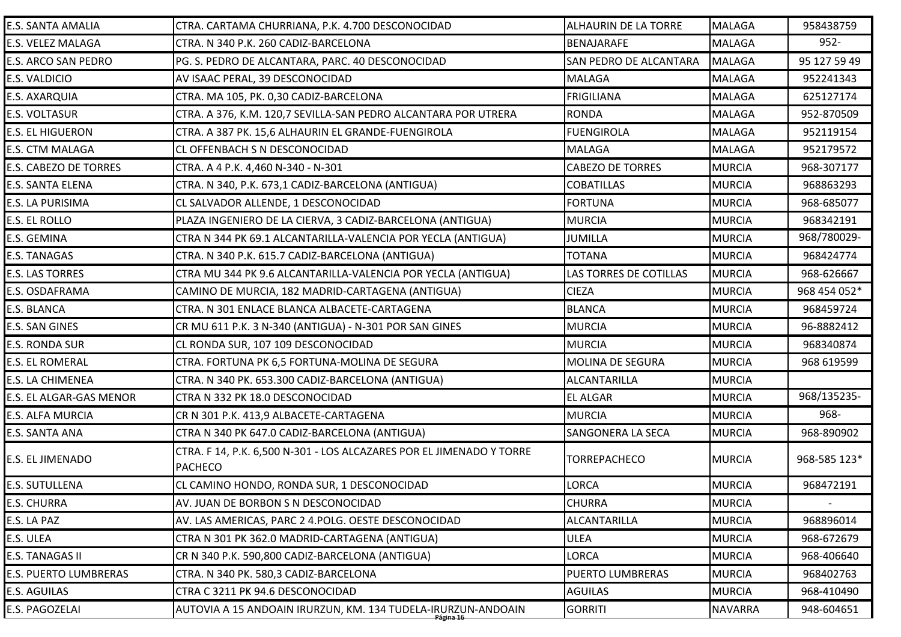| | | | | |
|---|---|---|---|---|
| E.S. SANTA AMALIA | CTRA. CARTAMA CHURRIANA, P.K. 4.700 DESCONOCIDAD | ALHAURIN DE LA TORRE | MALAGA | 958438759 |
| E.S. VELEZ MALAGA | CTRA. N 340 P.K. 260 CADIZ-BARCELONA | BENAJARAFE | MALAGA | 952- |
| E.S. ARCO SAN PEDRO | PG. S. PEDRO DE ALCANTARA, PARC. 40 DESCONOCIDAD | SAN PEDRO DE ALCANTARA | MALAGA | 95 127 59 49 |
| E.S. VALDICIO | AV ISAAC PERAL, 39 DESCONOCIDAD | MALAGA | MALAGA | 952241343 |
| E.S. AXARQUIA | CTRA. MA 105, PK. 0,30 CADIZ-BARCELONA | FRIGILIANA | MALAGA | 625127174 |
| E.S. VOLTASUR | CTRA. A 376, K.M. 120,7 SEVILLA-SAN PEDRO ALCANTARA POR UTRERA | RONDA | MALAGA | 952-870509 |
| E.S. EL HIGUERON | CTRA. A 387 PK. 15,6 ALHAURIN EL GRANDE-FUENGIROLA | FUENGIROLA | MALAGA | 952119154 |
| E.S. CTM MALAGA | CL OFFENBACH S N DESCONOCIDAD | MALAGA | MALAGA | 952179572 |
| E.S. CABEZO DE TORRES | CTRA. A 4 P.K. 4,460 N-340 - N-301 | CABEZO DE TORRES | MURCIA | 968-307177 |
| E.S. SANTA ELENA | CTRA. N 340, P.K. 673,1 CADIZ-BARCELONA (ANTIGUA) | COBATILLAS | MURCIA | 968863293 |
| E.S. LA PURISIMA | CL SALVADOR ALLENDE, 1 DESCONOCIDAD | FORTUNA | MURCIA | 968-685077 |
| E.S. EL ROLLO | PLAZA INGENIERO DE LA CIERVA, 3 CADIZ-BARCELONA (ANTIGUA) | MURCIA | MURCIA | 968342191 |
| E.S. GEMINA | CTRA N 344 PK 69.1 ALCANTARILLA-VALENCIA POR YECLA (ANTIGUA) | JUMILLA | MURCIA | 968/780029- |
| E.S. TANAGAS | CTRA. N 340 P.K. 615.7 CADIZ-BARCELONA (ANTIGUA) | TOTANA | MURCIA | 968424774 |
| E.S. LAS TORRES | CTRA MU 344 PK 9.6 ALCANTARILLA-VALENCIA POR YECLA (ANTIGUA) | LAS TORRES DE COTILLAS | MURCIA | 968-626667 |
| E.S. OSDAFRAMA | CAMINO DE MURCIA, 182 MADRID-CARTAGENA (ANTIGUA) | CIEZA | MURCIA | 968 454 052* |
| E.S. BLANCA | CTRA. N 301 ENLACE BLANCA ALBACETE-CARTAGENA | BLANCA | MURCIA | 968459724 |
| E.S. SAN GINES | CR MU 611 P.K. 3 N-340 (ANTIGUA) - N-301 POR SAN GINES | MURCIA | MURCIA | 96-8882412 |
| E.S. RONDA SUR | CL RONDA SUR, 107 109 DESCONOCIDAD | MURCIA | MURCIA | 968340874 |
| E.S. EL ROMERAL | CTRA. FORTUNA PK 6,5 FORTUNA-MOLINA DE SEGURA | MOLINA DE SEGURA | MURCIA | 968 619599 |
| E.S. LA CHIMENEA | CTRA. N 340 PK. 653.300 CADIZ-BARCELONA (ANTIGUA) | ALCANTARILLA | MURCIA | |
| E.S. EL ALGAR-GAS MENOR | CTRA N 332 PK 18.0 DESCONOCIDAD | EL ALGAR | MURCIA | 968/135235- |
| E.S. ALFA MURCIA | CR N 301 P.K. 413,9 ALBACETE-CARTAGENA | MURCIA | MURCIA | 968- |
| E.S. SANTA ANA | CTRA N 340 PK 647.0 CADIZ-BARCELONA (ANTIGUA) | SANGONERA LA SECA | MURCIA | 968-890902 |
| E.S. EL JIMENADO | CTRA. F 14, P.K. 6,500 N-301 - LOS ALCAZARES POR EL JIMENADO Y TORRE PACHECO | TORREPACHECO | MURCIA | 968-585 123* |
| E.S. SUTULLENA | CL CAMINO HONDO, RONDA SUR, 1 DESCONOCIDAD | LORCA | MURCIA | 968472191 |
| E.S. CHURRA | AV. JUAN DE BORBON S N DESCONOCIDAD | CHURRA | MURCIA | - |
| E.S. LA PAZ | AV. LAS AMERICAS, PARC 2 4.POLG. OESTE DESCONOCIDAD | ALCANTARILLA | MURCIA | 968896014 |
| E.S. ULEA | CTRA N 301 PK 362.0 MADRID-CARTAGENA (ANTIGUA) | ULEA | MURCIA | 968-672679 |
| E.S. TANAGAS II | CR N 340 P.K. 590,800 CADIZ-BARCELONA (ANTIGUA) | LORCA | MURCIA | 968-406640 |
| E.S. PUERTO LUMBRERAS | CTRA. N 340 PK. 580,3 CADIZ-BARCELONA | PUERTO LUMBRERAS | MURCIA | 968402763 |
| E.S. AGUILAS | CTRA C 3211 PK 94.6 DESCONOCIDAD | AGUILAS | MURCIA | 968-410490 |
| E.S. PAGOZELAI | AUTOVIA A 15 ANDOAIN IRURZUN, KM. 134 TUDELA-IRURZUN-ANDOAIN | GORRITI | NAVARRA | 948-604651 |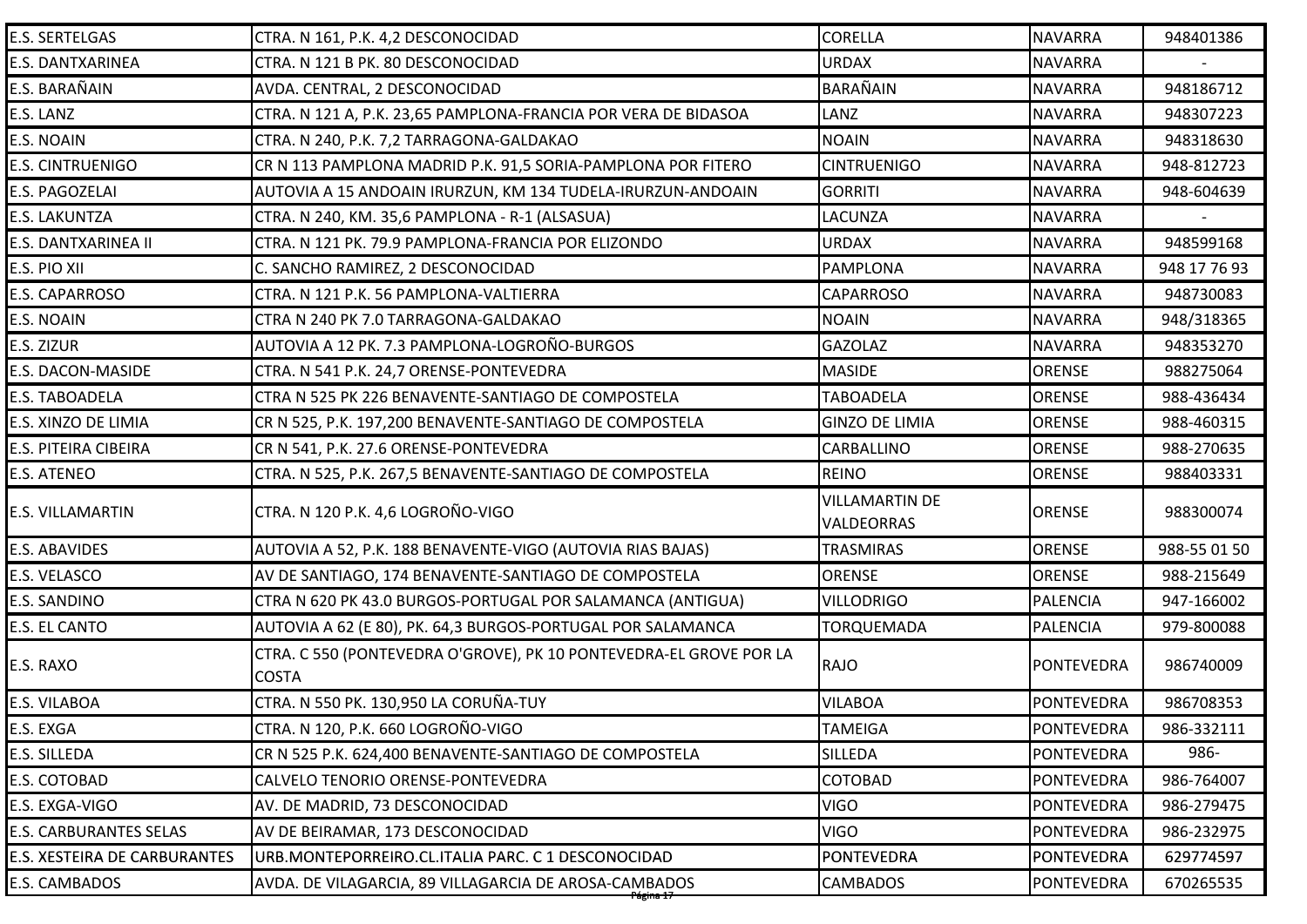| | | | | |
|---|---|---|---|---|
| E.S. SERTELGAS | CTRA. N 161, P.K. 4,2 DESCONOCIDAD | CORELLA | NAVARRA | 948401386 |
| E.S. DANTXARINEA | CTRA. N 121 B PK. 80 DESCONOCIDAD | URDAX | NAVARRA | - |
| E.S. BARAÑAIN | AVDA. CENTRAL, 2 DESCONOCIDAD | BARAÑAIN | NAVARRA | 948186712 |
| E.S. LANZ | CTRA. N 121 A, P.K. 23,65 PAMPLONA-FRANCIA POR VERA DE BIDASOA | LANZ | NAVARRA | 948307223 |
| E.S. NOAIN | CTRA. N 240, P.K. 7,2 TARRAGONA-GALDAKAO | NOAIN | NAVARRA | 948318630 |
| E.S. CINTRUENIGO | CR N 113 PAMPLONA MADRID P.K. 91,5 SORIA-PAMPLONA POR FITERO | CINTRUENIGO | NAVARRA | 948-812723 |
| E.S. PAGOZELAI | AUTOVIA A 15 ANDOAIN IRURZUN, KM 134 TUDELA-IRURZUN-ANDOAIN | GORRITI | NAVARRA | 948-604639 |
| E.S. LAKUNTZA | CTRA. N 240, KM. 35,6 PAMPLONA - R-1 (ALSASUA) | LACUNZA | NAVARRA | - |
| E.S. DANTXARINEA II | CTRA. N 121 PK. 79.9 PAMPLONA-FRANCIA POR ELIZONDO | URDAX | NAVARRA | 948599168 |
| E.S. PIO XII | C. SANCHO RAMIREZ, 2 DESCONOCIDAD | PAMPLONA | NAVARRA | 948 17 76 93 |
| E.S. CAPARROSO | CTRA. N 121 P.K. 56 PAMPLONA-VALTIERRA | CAPARROSO | NAVARRA | 948730083 |
| E.S. NOAIN | CTRA N 240 PK 7.0 TARRAGONA-GALDAKAO | NOAIN | NAVARRA | 948/318365 |
| E.S. ZIZUR | AUTOVIA A 12 PK. 7.3 PAMPLONA-LOGROÑO-BURGOS | GAZOLAZ | NAVARRA | 948353270 |
| E.S. DACON-MASIDE | CTRA. N 541 P.K. 24,7 ORENSE-PONTEVEDRA | MASIDE | ORENSE | 988275064 |
| E.S. TABOADELA | CTRA N 525 PK 226 BENAVENTE-SANTIAGO DE COMPOSTELA | TABOADELA | ORENSE | 988-436434 |
| E.S. XINZO DE LIMIA | CR N 525, P.K. 197,200 BENAVENTE-SANTIAGO DE COMPOSTELA | GINZO DE LIMIA | ORENSE | 988-460315 |
| E.S. PITEIRA CIBEIRA | CR N 541, P.K. 27.6 ORENSE-PONTEVEDRA | CARBALLINO | ORENSE | 988-270635 |
| E.S. ATENEO | CTRA. N 525, P.K. 267,5 BENAVENTE-SANTIAGO DE COMPOSTELA | REINO | ORENSE | 988403331 |
| E.S. VILLAMARTIN | CTRA. N 120 P.K. 4,6 LOGROÑO-VIGO | VILLAMARTIN DE VALDEORRAS | ORENSE | 988300074 |
| E.S. ABAVIDES | AUTOVIA A 52, P.K. 188 BENAVENTE-VIGO (AUTOVIA RIAS BAJAS) | TRASMIRAS | ORENSE | 988-55 01 50 |
| E.S. VELASCO | AV DE SANTIAGO, 174 BENAVENTE-SANTIAGO DE COMPOSTELA | ORENSE | ORENSE | 988-215649 |
| E.S. SANDINO | CTRA N 620 PK 43.0 BURGOS-PORTUGAL POR SALAMANCA (ANTIGUA) | VILLODRIGO | PALENCIA | 947-166002 |
| E.S. EL CANTO | AUTOVIA A 62 (E 80), PK. 64,3 BURGOS-PORTUGAL POR SALAMANCA | TORQUEMADA | PALENCIA | 979-800088 |
| E.S. RAXO | CTRA. C 550 (PONTEVEDRA O'GROVE), PK 10 PONTEVEDRA-EL GROVE POR LA COSTA | RAJO | PONTEVEDRA | 986740009 |
| E.S. VILABOA | CTRA. N 550 PK. 130,950 LA CORUÑA-TUY | VILABOA | PONTEVEDRA | 986708353 |
| E.S. EXGA | CTRA. N 120, P.K. 660 LOGROÑO-VIGO | TAMEIGA | PONTEVEDRA | 986-332111 |
| E.S. SILLEDA | CR N 525 P.K. 624,400 BENAVENTE-SANTIAGO DE COMPOSTELA | SILLEDA | PONTEVEDRA | 986- |
| E.S. COTOBAD | CALVELO TENORIO ORENSE-PONTEVEDRA | COTOBAD | PONTEVEDRA | 986-764007 |
| E.S. EXGA-VIGO | AV. DE MADRID, 73 DESCONOCIDAD | VIGO | PONTEVEDRA | 986-279475 |
| E.S. CARBURANTES SELAS | AV DE BEIRAMAR, 173 DESCONOCIDAD | VIGO | PONTEVEDRA | 986-232975 |
| E.S. XESTEIRA DE CARBURANTES | URB.MONTEPORREIRO.CL.ITALIA PARC. C 1 DESCONOCIDAD | PONTEVEDRA | PONTEVEDRA | 629774597 |
| E.S. CAMBADOS | AVDA. DE VILAGARCIA, 89 VILLAGARCIA DE AROSA-CAMBADOS | CAMBADOS | PONTEVEDRA | 670265535 |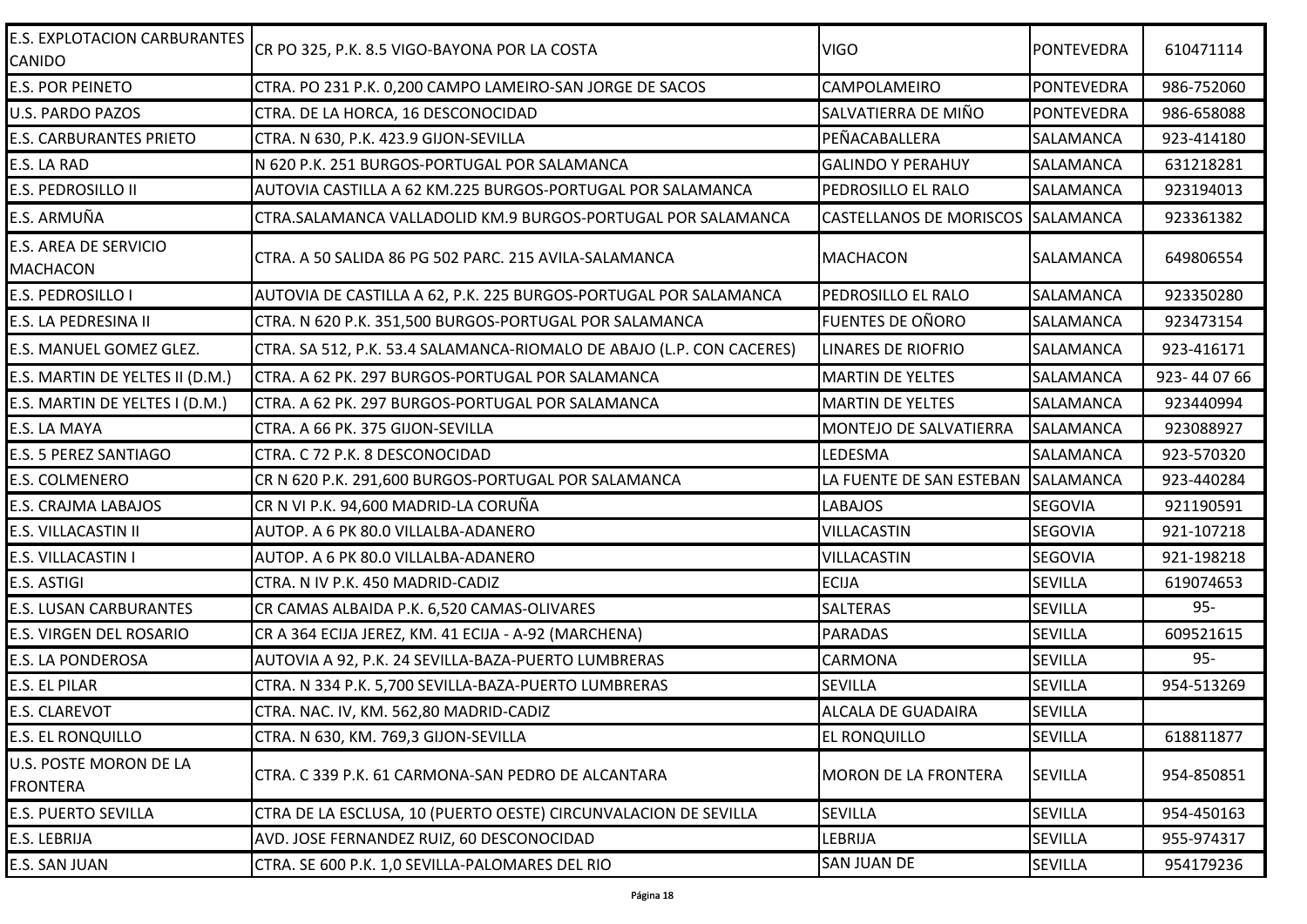| | | | | |
|---|---|---|---|---|
| E.S. EXPLOTACION CARBURANTES CANIDO | CR PO 325, P.K. 8.5 VIGO-BAYONA POR LA COSTA | VIGO | PONTEVEDRA | 610471114 |
| E.S. POR PEINETO | CTRA. PO 231 P.K. 0,200 CAMPO LAMEIRO-SAN JORGE DE SACOS | CAMPOLAMEIRO | PONTEVEDRA | 986-752060 |
| U.S. PARDO PAZOS | CTRA. DE LA HORCA, 16 DESCONOCIDAD | SALVATIERRA DE MIÑO | PONTEVEDRA | 986-658088 |
| E.S. CARBURANTES PRIETO | CTRA. N 630, P.K. 423.9 GIJON-SEVILLA | PEÑACABALLERA | SALAMANCA | 923-414180 |
| E.S. LA RAD | N 620 P.K. 251 BURGOS-PORTUGAL POR SALAMANCA | GALINDO Y PERAHUY | SALAMANCA | 631218281 |
| E.S. PEDROSILLO II | AUTOVIA CASTILLA A 62 KM.225 BURGOS-PORTUGAL POR SALAMANCA | PEDROSILLO EL RALO | SALAMANCA | 923194013 |
| E.S. ARMUÑA | CTRA.SALAMANCA VALLADOLID KM.9 BURGOS-PORTUGAL POR SALAMANCA | CASTELLANOS DE MORISCOS | SALAMANCA | 923361382 |
| E.S. AREA DE SERVICIO MACHACON | CTRA. A 50 SALIDA 86 PG 502 PARC. 215 AVILA-SALAMANCA | MACHACON | SALAMANCA | 649806554 |
| E.S. PEDROSILLO I | AUTOVIA DE CASTILLA A 62, P.K. 225 BURGOS-PORTUGAL POR SALAMANCA | PEDROSILLO EL RALO | SALAMANCA | 923350280 |
| E.S. LA PEDRESINA II | CTRA. N 620 P.K. 351,500 BURGOS-PORTUGAL POR SALAMANCA | FUENTES DE OÑORO | SALAMANCA | 923473154 |
| E.S. MANUEL GOMEZ GLEZ. | CTRA. SA 512, P.K. 53.4 SALAMANCA-RIOMALO DE ABAJO (L.P. CON CACERES) | LINARES DE RIOFRIO | SALAMANCA | 923-416171 |
| E.S. MARTIN DE YELTES II (D.M.) | CTRA. A 62 PK. 297 BURGOS-PORTUGAL POR SALAMANCA | MARTIN DE YELTES | SALAMANCA | 923- 44 07 66 |
| E.S. MARTIN DE YELTES I (D.M.) | CTRA. A 62 PK. 297 BURGOS-PORTUGAL POR SALAMANCA | MARTIN DE YELTES | SALAMANCA | 923440994 |
| E.S. LA MAYA | CTRA. A 66 PK. 375 GIJON-SEVILLA | MONTEJO DE SALVATIERRA | SALAMANCA | 923088927 |
| E.S. 5 PEREZ SANTIAGO | CTRA. C 72 P.K. 8 DESCONOCIDAD | LEDESMA | SALAMANCA | 923-570320 |
| E.S. COLMENERO | CR N 620 P.K. 291,600 BURGOS-PORTUGAL POR SALAMANCA | LA FUENTE DE SAN ESTEBAN | SALAMANCA | 923-440284 |
| E.S. CRAJMA LABAJOS | CR N VI P.K. 94,600 MADRID-LA CORUÑA | LABAJOS | SEGOVIA | 921190591 |
| E.S. VILLACASTIN II | AUTOP. A 6 PK 80.0 VILLALBA-ADANERO | VILLACASTIN | SEGOVIA | 921-107218 |
| E.S. VILLACASTIN I | AUTOP. A 6 PK 80.0 VILLALBA-ADANERO | VILLACASTIN | SEGOVIA | 921-198218 |
| E.S. ASTIGI | CTRA. N IV P.K. 450 MADRID-CADIZ | ECIJA | SEVILLA | 619074653 |
| E.S. LUSAN CARBURANTES | CR CAMAS ALBAIDA P.K. 6,520 CAMAS-OLIVARES | SALTERAS | SEVILLA | 95- |
| E.S. VIRGEN DEL ROSARIO | CR A 364 ECIJA JEREZ, KM. 41 ECIJA - A-92 (MARCHENA) | PARADAS | SEVILLA | 609521615 |
| E.S. LA PONDEROSA | AUTOVIA A 92, P.K. 24 SEVILLA-BAZA-PUERTO LUMBRERAS | CARMONA | SEVILLA | 95- |
| E.S. EL PILAR | CTRA. N 334 P.K. 5,700 SEVILLA-BAZA-PUERTO LUMBRERAS | SEVILLA | SEVILLA | 954-513269 |
| E.S. CLAREVOT | CTRA. NAC. IV, KM. 562,80 MADRID-CADIZ | ALCALA DE GUADAIRA | SEVILLA | |
| E.S. EL RONQUILLO | CTRA. N 630, KM. 769,3 GIJON-SEVILLA | EL RONQUILLO | SEVILLA | 618811877 |
| U.S. POSTE MORON DE LA FRONTERA | CTRA. C 339 P.K. 61 CARMONA-SAN PEDRO DE ALCANTARA | MORON DE LA FRONTERA | SEVILLA | 954-850851 |
| E.S. PUERTO SEVILLA | CTRA DE LA ESCLUSA, 10 (PUERTO OESTE) CIRCUNVALACION DE SEVILLA | SEVILLA | SEVILLA | 954-450163 |
| E.S. LEBRIJA | AVD. JOSE FERNANDEZ RUIZ, 60 DESCONOCIDAD | LEBRIJA | SEVILLA | 955-974317 |
| E.S. SAN JUAN | CTRA. SE 600 P.K. 1,0 SEVILLA-PALOMARES DEL RIO | SAN JUAN DE | SEVILLA | 954179236 |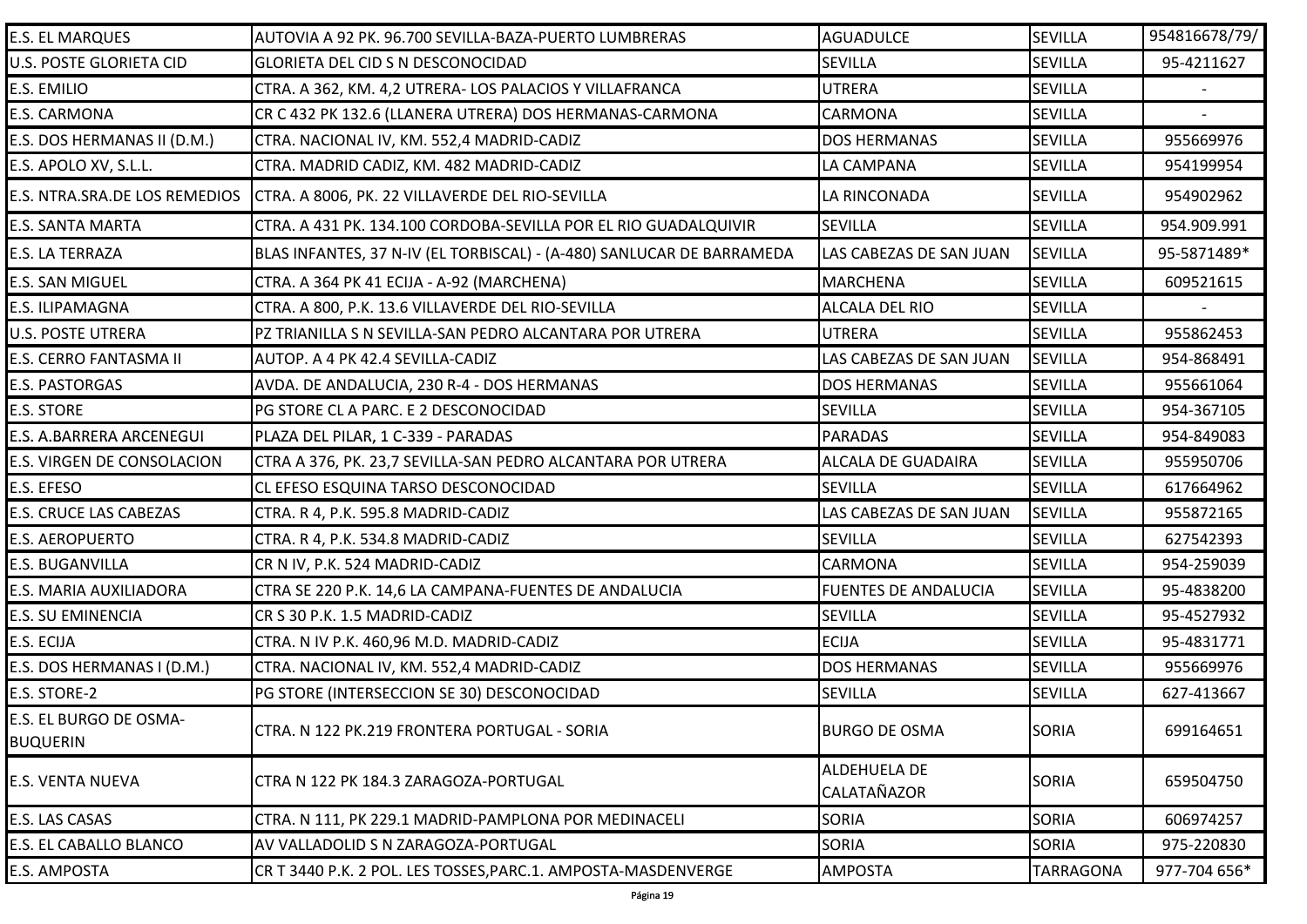| | | | | |
|---|---|---|---|---|
| E.S. EL MARQUES | AUTOVIA A 92 PK. 96.700 SEVILLA-BAZA-PUERTO LUMBRERAS | AGUADULCE | SEVILLA | 954816678/79/ |
| U.S. POSTE GLORIETA CID | GLORIETA DEL CID S N DESCONOCIDAD | SEVILLA | SEVILLA | 95-4211627 |
| E.S. EMILIO | CTRA. A 362, KM. 4,2 UTRERA- LOS PALACIOS Y VILLAFRANCA | UTRERA | SEVILLA | - |
| E.S. CARMONA | CR C 432 PK 132.6 (LLANERA UTRERA) DOS HERMANAS-CARMONA | CARMONA | SEVILLA | - |
| E.S. DOS HERMANAS II (D.M.) | CTRA. NACIONAL IV, KM. 552,4 MADRID-CADIZ | DOS HERMANAS | SEVILLA | 955669976 |
| E.S. APOLO XV, S.L.L. | CTRA. MADRID CADIZ, KM. 482 MADRID-CADIZ | LA CAMPANA | SEVILLA | 954199954 |
| E.S. NTRA.SRA.DE LOS REMEDIOS | CTRA. A 8006, PK. 22 VILLAVERDE DEL RIO-SEVILLA | LA RINCONADA | SEVILLA | 954902962 |
| E.S. SANTA MARTA | CTRA. A 431 PK. 134.100 CORDOBA-SEVILLA POR EL RIO GUADALQUIVIR | SEVILLA | SEVILLA | 954.909.991 |
| E.S. LA TERRAZA | BLAS INFANTES, 37 N-IV (EL TORBISCAL) - (A-480) SANLUCAR DE BARRAMEDA | LAS CABEZAS DE SAN JUAN | SEVILLA | 95-5871489* |
| E.S. SAN MIGUEL | CTRA. A 364 PK 41 ECIJA - A-92 (MARCHENA) | MARCHENA | SEVILLA | 609521615 |
| E.S. ILIPAMAGNA | CTRA. A 800, P.K. 13.6 VILLAVERDE DEL RIO-SEVILLA | ALCALA DEL RIO | SEVILLA | - |
| U.S. POSTE UTRERA | PZ TRIANILLA S N SEVILLA-SAN PEDRO ALCANTARA POR UTRERA | UTRERA | SEVILLA | 955862453 |
| E.S. CERRO FANTASMA II | AUTOP. A 4 PK 42.4 SEVILLA-CADIZ | LAS CABEZAS DE SAN JUAN | SEVILLA | 954-868491 |
| E.S. PASTORGAS | AVDA. DE ANDALUCIA, 230 R-4 - DOS HERMANAS | DOS HERMANAS | SEVILLA | 955661064 |
| E.S. STORE | PG STORE CL A PARC. E 2 DESCONOCIDAD | SEVILLA | SEVILLA | 954-367105 |
| E.S. A.BARRERA ARCENEGUI | PLAZA DEL PILAR, 1 C-339 - PARADAS | PARADAS | SEVILLA | 954-849083 |
| E.S. VIRGEN DE CONSOLACION | CTRA A 376, PK. 23,7 SEVILLA-SAN PEDRO ALCANTARA POR UTRERA | ALCALA DE GUADAIRA | SEVILLA | 955950706 |
| E.S. EFESO | CL EFESO ESQUINA TARSO DESCONOCIDAD | SEVILLA | SEVILLA | 617664962 |
| E.S. CRUCE LAS CABEZAS | CTRA. R 4, P.K. 595.8 MADRID-CADIZ | LAS CABEZAS DE SAN JUAN | SEVILLA | 955872165 |
| E.S. AEROPUERTO | CTRA. R 4, P.K. 534.8 MADRID-CADIZ | SEVILLA | SEVILLA | 627542393 |
| E.S. BUGANVILLA | CR N IV, P.K. 524 MADRID-CADIZ | CARMONA | SEVILLA | 954-259039 |
| E.S. MARIA AUXILIADORA | CTRA SE 220 P.K. 14,6 LA CAMPANA-FUENTES DE ANDALUCIA | FUENTES DE ANDALUCIA | SEVILLA | 95-4838200 |
| E.S. SU EMINENCIA | CR S 30 P.K. 1.5 MADRID-CADIZ | SEVILLA | SEVILLA | 95-4527932 |
| E.S. ECIJA | CTRA. N IV P.K. 460,96 M.D. MADRID-CADIZ | ECIJA | SEVILLA | 95-4831771 |
| E.S. DOS HERMANAS I (D.M.) | CTRA. NACIONAL IV, KM. 552,4 MADRID-CADIZ | DOS HERMANAS | SEVILLA | 955669976 |
| E.S. STORE-2 | PG STORE (INTERSECCION SE 30) DESCONOCIDAD | SEVILLA | SEVILLA | 627-413667 |
| E.S. EL BURGO DE OSMA-BUQUERIN | CTRA. N 122 PK.219 FRONTERA PORTUGAL - SORIA | BURGO DE OSMA | SORIA | 699164651 |
| E.S. VENTA NUEVA | CTRA N 122 PK 184.3 ZARAGOZA-PORTUGAL | ALDEHUELA DE CALATAÑAZOR | SORIA | 659504750 |
| E.S. LAS CASAS | CTRA. N 111, PK 229.1 MADRID-PAMPLONA POR MEDINACELI | SORIA | SORIA | 606974257 |
| E.S. EL CABALLO BLANCO | AV VALLADOLID S N ZARAGOZA-PORTUGAL | SORIA | SORIA | 975-220830 |
| E.S. AMPOSTA | CR T 3440 P.K. 2 POL. LES TOSSES,PARC.1. AMPOSTA-MASDENVERGE | AMPOSTA | TARRAGONA | 977-704 656* |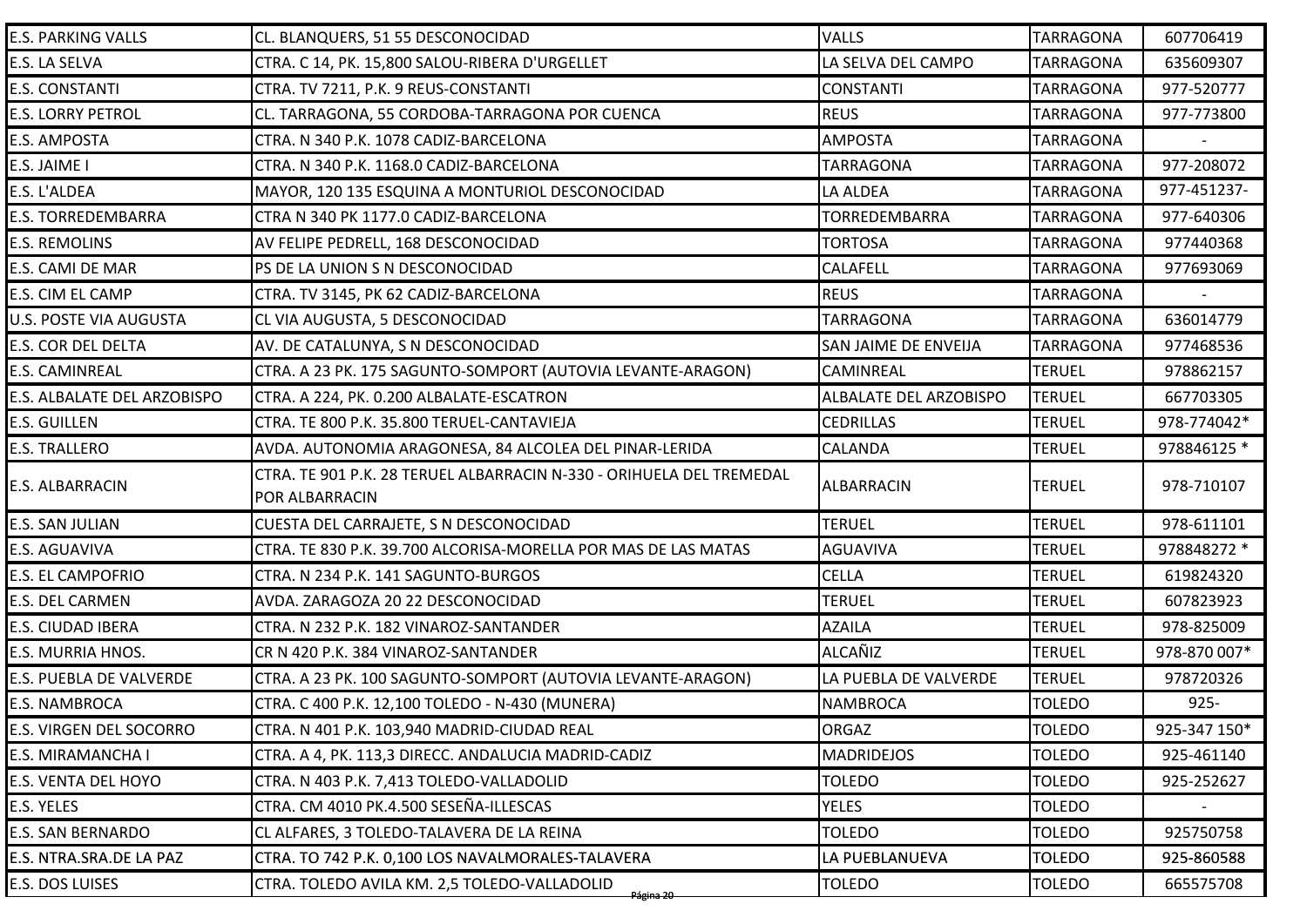| E.S. PARKING VALLS | CL. BLANQUERS, 51 55 DESCONOCIDAD | VALLS | TARRAGONA | 607706419 |
|---|---|---|---|---|
| E.S. LA SELVA | CTRA. C 14, PK. 15,800 SALOU-RIBERA D'URGELLET | LA SELVA DEL CAMPO | TARRAGONA | 635609307 |
| E.S. CONSTANTI | CTRA. TV 7211, P.K. 9 REUS-CONSTANTI | CONSTANTI | TARRAGONA | 977-520777 |
| E.S. LORRY PETROL | CL. TARRAGONA, 55 CORDOBA-TARRAGONA POR CUENCA | REUS | TARRAGONA | 977-773800 |
| E.S. AMPOSTA | CTRA. N 340 P.K. 1078 CADIZ-BARCELONA | AMPOSTA | TARRAGONA | - |
| E.S. JAIME I | CTRA. N 340 P.K. 1168.0 CADIZ-BARCELONA | TARRAGONA | TARRAGONA | 977-208072 |
| E.S. L'ALDEA | MAYOR, 120 135 ESQUINA A MONTURIOL DESCONOCIDAD | LA ALDEA | TARRAGONA | 977-451237- |
| E.S. TORREDEMBARRA | CTRA N 340 PK 1177.0 CADIZ-BARCELONA | TORREDEMBARRA | TARRAGONA | 977-640306 |
| E.S. REMOLINS | AV FELIPE PEDRELL, 168 DESCONOCIDAD | TORTOSA | TARRAGONA | 977440368 |
| E.S. CAMI DE MAR | PS DE LA UNION S N DESCONOCIDAD | CALAFELL | TARRAGONA | 977693069 |
| E.S. CIM EL CAMP | CTRA. TV 3145, PK 62 CADIZ-BARCELONA | REUS | TARRAGONA | - |
| U.S. POSTE VIA AUGUSTA | CL VIA AUGUSTA, 5 DESCONOCIDAD | TARRAGONA | TARRAGONA | 636014779 |
| E.S. COR DEL DELTA | AV. DE CATALUNYA, S N DESCONOCIDAD | SAN JAIME DE ENVEIJA | TARRAGONA | 977468536 |
| E.S. CAMINREAL | CTRA. A 23 PK. 175 SAGUNTO-SOMPORT (AUTOVIA LEVANTE-ARAGON) | CAMINREAL | TERUEL | 978862157 |
| E.S. ALBALATE DEL ARZOBISPO | CTRA. A 224, PK. 0.200 ALBALATE-ESCATRON | ALBALATE DEL ARZOBISPO | TERUEL | 667703305 |
| E.S. GUILLEN | CTRA. TE 800 P.K. 35.800 TERUEL-CANTAVIEJA | CEDRILLAS | TERUEL | 978-774042* |
| E.S. TRALLERO | AVDA. AUTONOMIA ARAGONESA, 84 ALCOLEA DEL PINAR-LERIDA | CALANDA | TERUEL | 978846125 * |
| E.S. ALBARRACIN | CTRA. TE 901 P.K. 28 TERUEL ALBARRACIN N-330 - ORIHUELA DEL TREMEDAL POR ALBARRACIN | ALBARRACIN | TERUEL | 978-710107 |
| E.S. SAN JULIAN | CUESTA DEL CARRAJETE, S N DESCONOCIDAD | TERUEL | TERUEL | 978-611101 |
| E.S. AGUAVIVA | CTRA. TE 830 P.K. 39.700 ALCORISA-MORELLA POR MAS DE LAS MATAS | AGUAVIVA | TERUEL | 978848272 * |
| E.S. EL CAMPOFRIO | CTRA. N 234 P.K. 141 SAGUNTO-BURGOS | CELLA | TERUEL | 619824320 |
| E.S. DEL CARMEN | AVDA. ZARAGOZA 20 22 DESCONOCIDAD | TERUEL | TERUEL | 607823923 |
| E.S. CIUDAD IBERA | CTRA. N 232 P.K. 182 VINAROZ-SANTANDER | AZAILA | TERUEL | 978-825009 |
| E.S. MURRIA HNOS. | CR N 420 P.K. 384 VINAROZ-SANTANDER | ALCAÑIZ | TERUEL | 978-870 007* |
| E.S. PUEBLA DE VALVERDE | CTRA. A 23 PK. 100 SAGUNTO-SOMPORT (AUTOVIA LEVANTE-ARAGON) | LA PUEBLA DE VALVERDE | TERUEL | 978720326 |
| E.S. NAMBROCA | CTRA. C 400 P.K. 12,100 TOLEDO - N-430 (MUNERA) | NAMBROCA | TOLEDO | 925- |
| E.S. VIRGEN DEL SOCORRO | CTRA. N 401 P.K. 103,940 MADRID-CIUDAD REAL | ORGAZ | TOLEDO | 925-347 150* |
| E.S. MIRAMANCHA I | CTRA. A 4, PK. 113,3 DIRECC. ANDALUCIA MADRID-CADIZ | MADRIDEJOS | TOLEDO | 925-461140 |
| E.S. VENTA DEL HOYO | CTRA. N 403 P.K. 7,413 TOLEDO-VALLADOLID | TOLEDO | TOLEDO | 925-252627 |
| E.S. YELES | CTRA. CM 4010 PK.4.500 SESEÑA-ILLESCAS | YELES | TOLEDO | - |
| E.S. SAN BERNARDO | CL ALFARES, 3 TOLEDO-TALAVERA DE LA REINA | TOLEDO | TOLEDO | 925750758 |
| E.S. NTRA.SRA.DE LA PAZ | CTRA. TO 742 P.K. 0,100 LOS NAVALMORALES-TALAVERA | LA PUEBLANUEVA | TOLEDO | 925-860588 |
| E.S. DOS LUISES | CTRA. TOLEDO AVILA KM. 2,5 TOLEDO-VALLADOLID | TOLEDO | TOLEDO | 665575708 |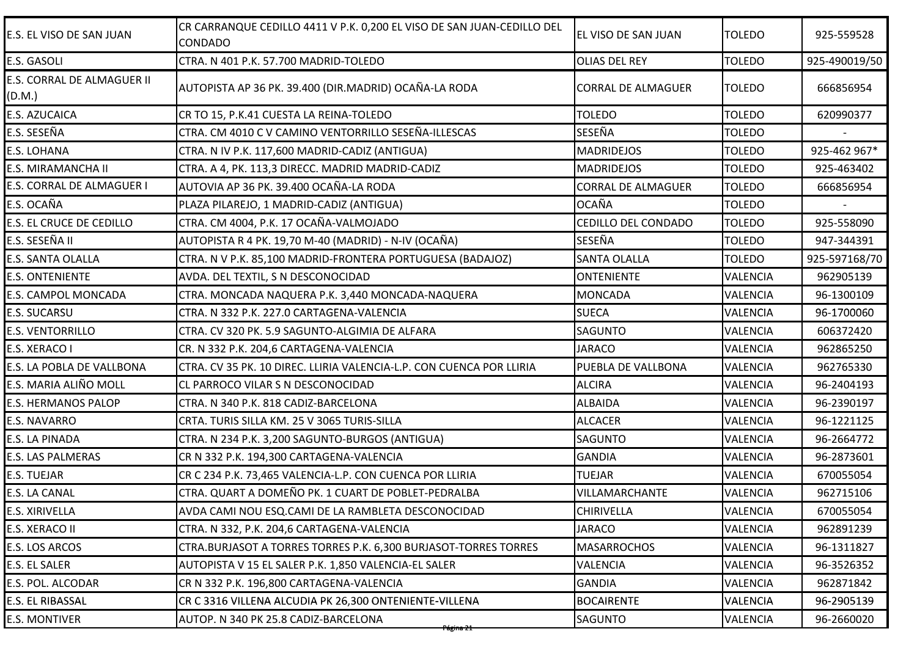| | | | | |
|---|---|---|---|---|
| E.S. EL VISO DE SAN JUAN | CR CARRANQUE CEDILLO 4411 V P.K. 0,200 EL VISO DE SAN JUAN-CEDILLO DEL CONDADO | EL VISO DE SAN JUAN | TOLEDO | 925-559528 |
| E.S. GASOLI | CTRA. N 401 P.K. 57.700 MADRID-TOLEDO | OLIAS DEL REY | TOLEDO | 925-490019/50 |
| E.S. CORRAL DE ALMAGUER II (D.M.) | AUTOPISTA AP 36 PK. 39.400 (DIR.MADRID) OCAÑA-LA RODA | CORRAL DE ALMAGUER | TOLEDO | 666856954 |
| E.S. AZUCAICA | CR TO 15, P.K.41 CUESTA LA REINA-TOLEDO | TOLEDO | TOLEDO | 620990377 |
| E.S. SESEÑA | CTRA. CM 4010 C V CAMINO VENTORRILLO SESEÑA-ILLESCAS | SESEÑA | TOLEDO | - |
| E.S. LOHANA | CTRA. N IV P.K. 117,600 MADRID-CADIZ (ANTIGUA) | MADRIDEJOS | TOLEDO | 925-462 967* |
| E.S. MIRAMANCHA II | CTRA. A 4, PK. 113,3 DIRECC. MADRID MADRID-CADIZ | MADRIDEJOS | TOLEDO | 925-463402 |
| E.S. CORRAL DE ALMAGUER I | AUTOVIA AP 36 PK. 39.400 OCAÑA-LA RODA | CORRAL DE ALMAGUER | TOLEDO | 666856954 |
| E.S. OCAÑA | PLAZA PILAREJO, 1 MADRID-CADIZ (ANTIGUA) | OCAÑA | TOLEDO | - |
| E.S. EL CRUCE DE CEDILLO | CTRA. CM 4004, P.K. 17 OCAÑA-VALMOJADO | CEDILLO DEL CONDADO | TOLEDO | 925-558090 |
| E.S. SESEÑA II | AUTOPISTA R 4 PK. 19,70 M-40 (MADRID) - N-IV (OCAÑA) | SESEÑA | TOLEDO | 947-344391 |
| E.S. SANTA OLALLA | CTRA. N V P.K. 85,100 MADRID-FRONTERA PORTUGUESA (BADAJOZ) | SANTA OLALLA | TOLEDO | 925-597168/70 |
| E.S. ONTENIENTE | AVDA. DEL TEXTIL, S N DESCONOCIDAD | ONTENIENTE | VALENCIA | 962905139 |
| E.S. CAMPOL MONCADA | CTRA. MONCADA NAQUERA P.K. 3,440 MONCADA-NAQUERA | MONCADA | VALENCIA | 96-1300109 |
| E.S. SUCARSU | CTRA. N 332 P.K. 227.0 CARTAGENA-VALENCIA | SUECA | VALENCIA | 96-1700060 |
| E.S. VENTORRILLO | CTRA. CV 320 PK. 5.9 SAGUNTO-ALGIMIA DE ALFARA | SAGUNTO | VALENCIA | 606372420 |
| E.S. XERACO I | CR. N 332 P.K. 204,6 CARTAGENA-VALENCIA | JARACO | VALENCIA | 962865250 |
| E.S. LA POBLA DE VALLBONA | CTRA. CV 35 PK. 10 DIREC. LLIRIA VALENCIA-L.P. CON CUENCA POR LLIRIA | PUEBLA DE VALLBONA | VALENCIA | 962765330 |
| E.S. MARIA ALIÑO MOLL | CL PARROCO VILAR S N DESCONOCIDAD | ALCIRA | VALENCIA | 96-2404193 |
| E.S. HERMANOS PALOP | CTRA. N 340 P.K. 818 CADIZ-BARCELONA | ALBAIDA | VALENCIA | 96-2390197 |
| E.S. NAVARRO | CRTA. TURIS SILLA KM. 25 V 3065 TURIS-SILLA | ALCACER | VALENCIA | 96-1221125 |
| E.S. LA PINADA | CTRA. N 234 P.K. 3,200 SAGUNTO-BURGOS (ANTIGUA) | SAGUNTO | VALENCIA | 96-2664772 |
| E.S. LAS PALMERAS | CR N 332 P.K. 194,300 CARTAGENA-VALENCIA | GANDIA | VALENCIA | 96-2873601 |
| E.S. TUEJAR | CR C 234 P.K. 73,465 VALENCIA-L.P. CON CUENCA POR LLIRIA | TUEJAR | VALENCIA | 670055054 |
| E.S. LA CANAL | CTRA. QUART A DOMEÑO PK. 1 CUART DE POBLET-PEDRALBA | VILLAMARCHANTE | VALENCIA | 962715106 |
| E.S. XIRIVELLA | AVDA CAMI NOU ESQ.CAMI DE LA RAMBLETA DESCONOCIDAD | CHIRIVELLA | VALENCIA | 670055054 |
| E.S. XERACO II | CTRA. N 332, P.K. 204,6 CARTAGENA-VALENCIA | JARACO | VALENCIA | 962891239 |
| E.S. LOS ARCOS | CTRA.BURJASOT A TORRES TORRES P.K. 6,300 BURJASOT-TORRES TORRES | MASARROCHOS | VALENCIA | 96-1311827 |
| E.S. EL SALER | AUTOPISTA V 15 EL SALER P.K. 1,850 VALENCIA-EL SALER | VALENCIA | VALENCIA | 96-3526352 |
| E.S. POL. ALCODAR | CR N 332 P.K. 196,800 CARTAGENA-VALENCIA | GANDIA | VALENCIA | 962871842 |
| E.S. EL RIBASSAL | CR C 3316 VILLENA ALCUDIA PK 26,300 ONTENIENTE-VILLENA | BOCAIRENTE | VALENCIA | 96-2905139 |
| E.S. MONTIVER | AUTOP. N 340 PK 25.8 CADIZ-BARCELONA | SAGUNTO | VALENCIA | 96-2660020 |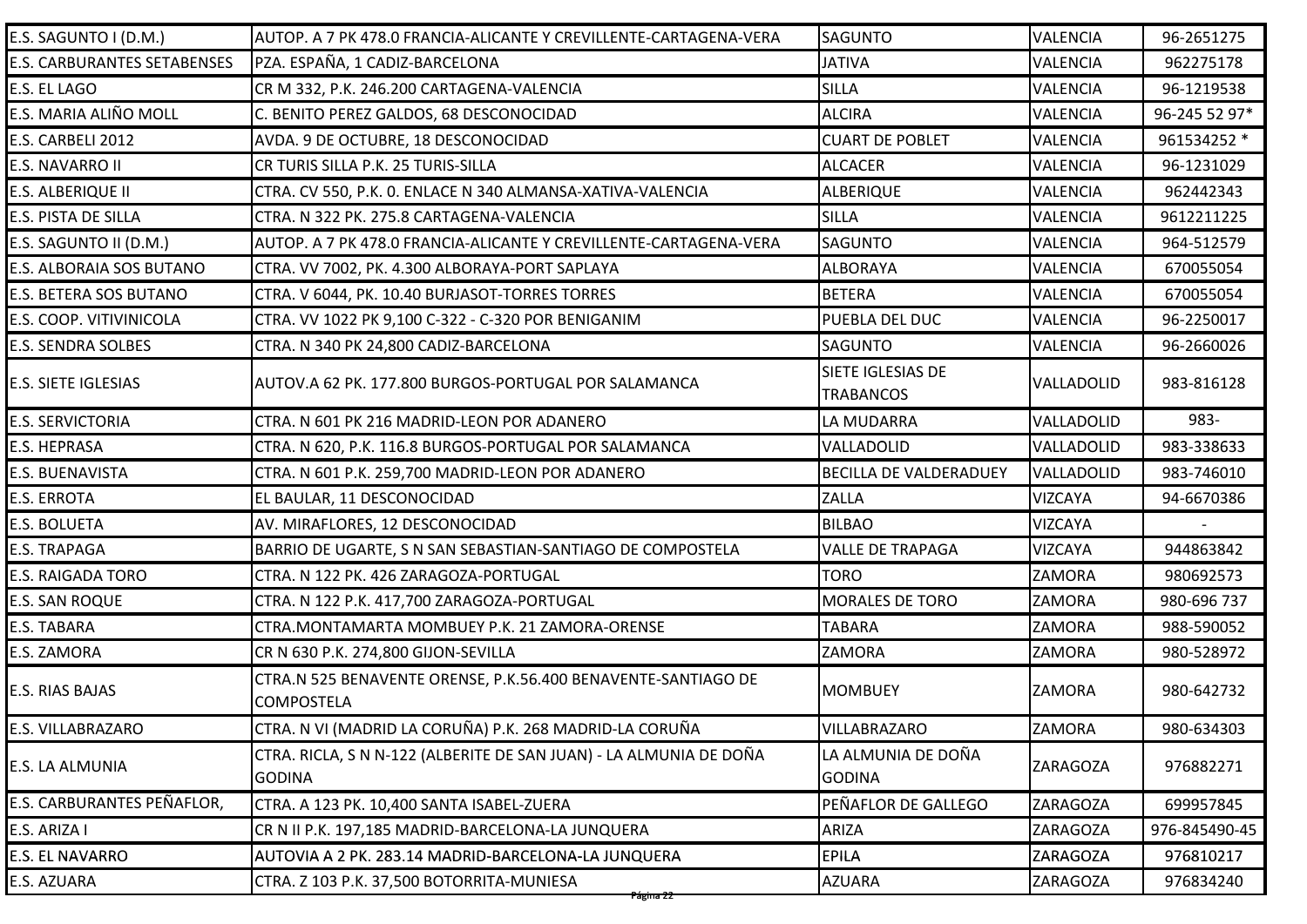| | | | | |
|---|---|---|---|---|
| E.S. SAGUNTO I (D.M.) | AUTOP. A 7 PK 478.0 FRANCIA-ALICANTE Y CREVILLENTE-CARTAGENA-VERA | SAGUNTO | VALENCIA | 96-2651275 |
| E.S. CARBURANTES SETABENSES | PZA. ESPAÑA, 1 CADIZ-BARCELONA | JATIVA | VALENCIA | 962275178 |
| E.S. EL LAGO | CR M 332, P.K. 246.200 CARTAGENA-VALENCIA | SILLA | VALENCIA | 96-1219538 |
| E.S. MARIA ALIÑO MOLL | C. BENITO PEREZ GALDOS, 68 DESCONOCIDAD | ALCIRA | VALENCIA | 96-245 52 97* |
| E.S. CARBELI 2012 | AVDA. 9 DE OCTUBRE, 18 DESCONOCIDAD | CUART DE POBLET | VALENCIA | 961534252 * |
| E.S. NAVARRO II | CR TURIS SILLA P.K. 25 TURIS-SILLA | ALCACER | VALENCIA | 96-1231029 |
| E.S. ALBERIQUE II | CTRA. CV 550, P.K. 0. ENLACE N 340 ALMANSA-XATIVA-VALENCIA | ALBERIQUE | VALENCIA | 962442343 |
| E.S. PISTA DE SILLA | CTRA. N 322 PK. 275.8 CARTAGENA-VALENCIA | SILLA | VALENCIA | 9612211225 |
| E.S. SAGUNTO II (D.M.) | AUTOP. A 7 PK 478.0 FRANCIA-ALICANTE Y CREVILLENTE-CARTAGENA-VERA | SAGUNTO | VALENCIA | 964-512579 |
| E.S. ALBORAIA SOS BUTANO | CTRA. VV 7002, PK. 4.300 ALBORAYA-PORT SAPLAYA | ALBORAYA | VALENCIA | 670055054 |
| E.S. BETERA SOS BUTANO | CTRA. V 6044, PK. 10.40 BURJASOT-TORRES TORRES | BETERA | VALENCIA | 670055054 |
| E.S. COOP. VITIVINICOLA | CTRA. VV 1022 PK 9,100 C-322 - C-320 POR BENIGANIM | PUEBLA DEL DUC | VALENCIA | 96-2250017 |
| E.S. SENDRA SOLBES | CTRA. N 340 PK 24,800 CADIZ-BARCELONA | SAGUNTO | VALENCIA | 96-2660026 |
| E.S. SIETE IGLESIAS | AUTOV.A 62 PK. 177.800 BURGOS-PORTUGAL POR SALAMANCA | SIETE IGLESIAS DE TRABANCOS | VALLADOLID | 983-816128 |
| E.S. SERVICTORIA | CTRA. N 601 PK 216 MADRID-LEON POR ADANERO | LA MUDARRA | VALLADOLID | 983- |
| E.S. HEPRASA | CTRA. N 620, P.K. 116.8 BURGOS-PORTUGAL POR SALAMANCA | VALLADOLID | VALLADOLID | 983-338633 |
| E.S. BUENAVISTA | CTRA. N 601 P.K. 259,700 MADRID-LEON POR ADANERO | BECILLA DE VALDERADUEY | VALLADOLID | 983-746010 |
| E.S. ERROTA | EL BAULAR, 11 DESCONOCIDAD | ZALLA | VIZCAYA | 94-6670386 |
| E.S. BOLUETA | AV. MIRAFLORES, 12 DESCONOCIDAD | BILBAO | VIZCAYA | - |
| E.S. TRAPAGA | BARRIO DE UGARTE, S N SAN SEBASTIAN-SANTIAGO DE COMPOSTELA | VALLE DE TRAPAGA | VIZCAYA | 944863842 |
| E.S. RAIGADA TORO | CTRA. N 122 PK. 426 ZARAGOZA-PORTUGAL | TORO | ZAMORA | 980692573 |
| E.S. SAN ROQUE | CTRA. N 122 P.K. 417,700 ZARAGOZA-PORTUGAL | MORALES DE TORO | ZAMORA | 980-696 737 |
| E.S. TABARA | CTRA.MONTAMARTA MOMBUEY P.K. 21 ZAMORA-ORENSE | TABARA | ZAMORA | 988-590052 |
| E.S. ZAMORA | CR N 630 P.K. 274,800 GIJON-SEVILLA | ZAMORA | ZAMORA | 980-528972 |
| E.S. RIAS BAJAS | CTRA.N 525 BENAVENTE ORENSE, P.K.56.400 BENAVENTE-SANTIAGO DE COMPOSTELA | MOMBUEY | ZAMORA | 980-642732 |
| E.S. VILLABRAZARO | CTRA. N VI (MADRID LA CORUÑA) P.K. 268 MADRID-LA CORUÑA | VILLABRAZARO | ZAMORA | 980-634303 |
| E.S. LA ALMUNIA | CTRA. RICLA, S N N-122 (ALBERITE DE SAN JUAN) - LA ALMUNIA DE DOÑA GODINA | LA ALMUNIA DE DOÑA GODINA | ZARAGOZA | 976882271 |
| E.S. CARBURANTES PEÑAFLOR, | CTRA. A 123 PK. 10,400 SANTA ISABEL-ZUERA | PEÑAFLOR DE GALLEGO | ZARAGOZA | 699957845 |
| E.S. ARIZA I | CR N II P.K. 197,185 MADRID-BARCELONA-LA JUNQUERA | ARIZA | ZARAGOZA | 976-845490-45 |
| E.S. EL NAVARRO | AUTOVIA A 2 PK. 283.14 MADRID-BARCELONA-LA JUNQUERA | EPILA | ZARAGOZA | 976810217 |
| E.S. AZUARA | CTRA. Z 103 P.K. 37,500 BOTORRITA-MUNIESA | AZUARA | ZARAGOZA | 976834240 |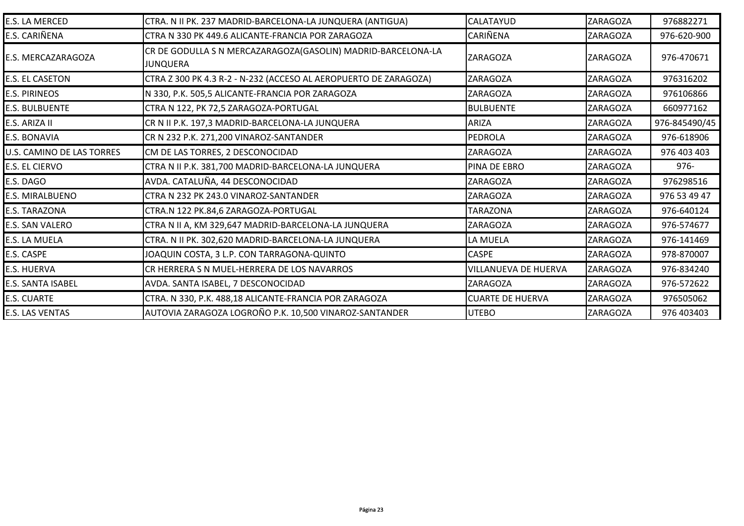| | | | | |
|---|---|---|---|---|
| E.S. LA MERCED | CTRA. N II PK. 237 MADRID-BARCELONA-LA JUNQUERA (ANTIGUA) | CALATAYUD | ZARAGOZA | 976882271 |
| E.S. CARIÑENA | CTRA N 330 PK 449.6 ALICANTE-FRANCIA POR ZARAGOZA | CARIÑENA | ZARAGOZA | 976-620-900 |
| E.S. MERCAZARAGOZA | CR DE GODULLA S N MERCAZARAGOZA(GASOLIN) MADRID-BARCELONA-LA JUNQUERA | ZARAGOZA | ZARAGOZA | 976-470671 |
| E.S. EL CASETON | CTRA Z 300 PK 4.3 R-2 - N-232 (ACCESO AL AEROPUERTO DE ZARAGOZA) | ZARAGOZA | ZARAGOZA | 976316202 |
| E.S. PIRINEOS | N 330, P.K. 505,5 ALICANTE-FRANCIA POR ZARAGOZA | ZARAGOZA | ZARAGOZA | 976106866 |
| E.S. BULBUENTE | CTRA N 122, PK 72,5 ZARAGOZA-PORTUGAL | BULBUENTE | ZARAGOZA | 660977162 |
| E.S. ARIZA II | CR N II P.K. 197,3 MADRID-BARCELONA-LA JUNQUERA | ARIZA | ZARAGOZA | 976-845490/45 |
| E.S. BONAVIA | CR N 232 P.K. 271,200 VINAROZ-SANTANDER | PEDROLA | ZARAGOZA | 976-618906 |
| U.S. CAMINO DE LAS TORRES | CM DE LAS TORRES, 2 DESCONOCIDAD | ZARAGOZA | ZARAGOZA | 976 403 403 |
| E.S. EL CIERVO | CTRA N II P.K. 381,700 MADRID-BARCELONA-LA JUNQUERA | PINA DE EBRO | ZARAGOZA | 976- |
| E.S. DAGO | AVDA. CATALUÑA, 44 DESCONOCIDAD | ZARAGOZA | ZARAGOZA | 976298516 |
| E.S. MIRALBUENO | CTRA N 232 PK 243.0 VINAROZ-SANTANDER | ZARAGOZA | ZARAGOZA | 976 53 49 47 |
| E.S. TARAZONA | CTRA.N 122 PK.84,6 ZARAGOZA-PORTUGAL | TARAZONA | ZARAGOZA | 976-640124 |
| E.S. SAN VALERO | CTRA N II A, KM 329,647 MADRID-BARCELONA-LA JUNQUERA | ZARAGOZA | ZARAGOZA | 976-574677 |
| E.S. LA MUELA | CTRA. N II PK. 302,620 MADRID-BARCELONA-LA JUNQUERA | LA MUELA | ZARAGOZA | 976-141469 |
| E.S. CASPE | JOAQUIN COSTA, 3 L.P. CON TARRAGONA-QUINTO | CASPE | ZARAGOZA | 978-870007 |
| E.S. HUERVA | CR HERRERA S N MUEL-HERRERA DE LOS NAVARROS | VILLANUEVA DE HUERVA | ZARAGOZA | 976-834240 |
| E.S. SANTA ISABEL | AVDA. SANTA ISABEL, 7 DESCONOCIDAD | ZARAGOZA | ZARAGOZA | 976-572622 |
| E.S. CUARTE | CTRA. N 330, P.K. 488,18 ALICANTE-FRANCIA POR ZARAGOZA | CUARTE DE HUERVA | ZARAGOZA | 976505062 |
| E.S. LAS VENTAS | AUTOVIA ZARAGOZA LOGROÑO P.K. 10,500 VINAROZ-SANTANDER | UTEBO | ZARAGOZA | 976 403403 |